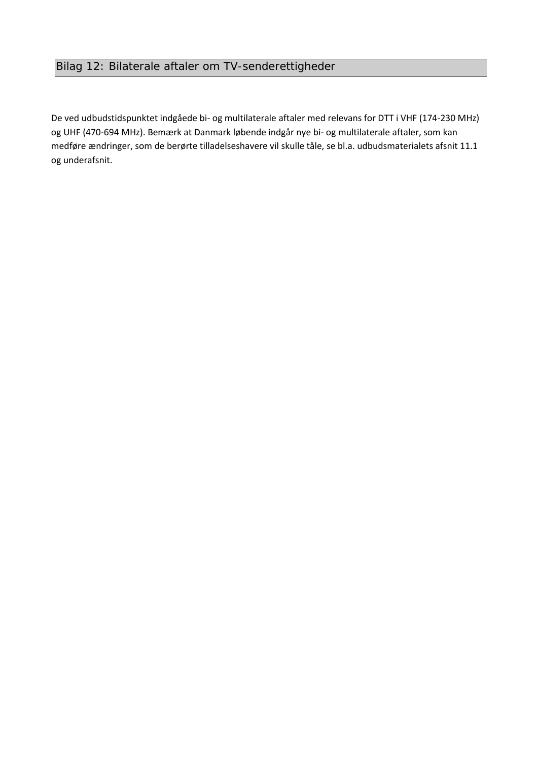# Bilag 12: Bilaterale aftaler om TV-senderettigheder

De ved udbudstidspunktet indgåede bi- og multilaterale aftaler med relevans for DTT i VHF (174-230 MHz) og UHF (470-694 MHz). Bemærk at Danmark løbende indgår nye bi- og multilaterale aftaler, som kan medføre ændringer, som de berørte tilladelseshavere vil skulle tåle, se bl.a. udbudsmaterialets afsnit 11.1 og underafsnit.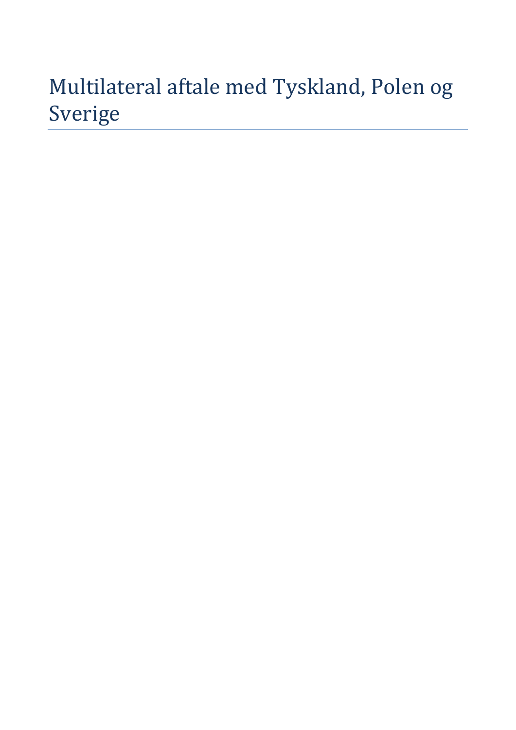# Multilateral aftale med Tyskland, Polen og Sverige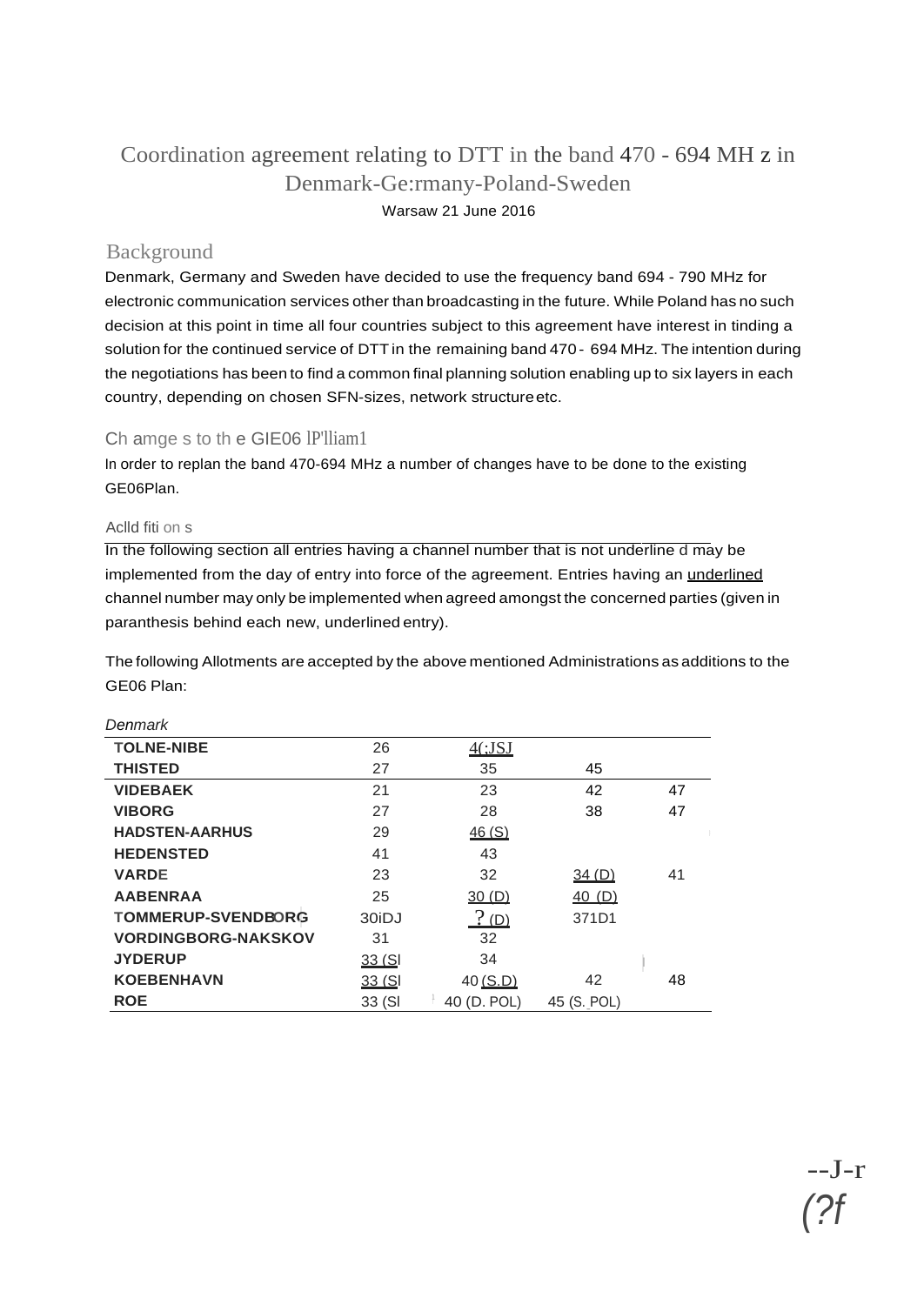# Coordination agreement relating to DTT in the band 470 - 694 MH z in Denmark-Ge:rmany-Poland-Sweden

Warsaw 21 June 2016

## Background

Denmark, Germany and Sweden have decided to use the frequency band 694 - 790 MHz for electronic communication services other than broadcasting in the future. While Poland has no such decision at this point in time all four countries subject to this agreement have interest in tinding a solution for the continued service of DTT in the remaining band 470 - 694 MHz. The intention during the negotiations has been to find a common final planning solution enabling up to six layers in each country, depending on chosen SFN-sizes, network structure etc.

### Ch amge s to th e GIE06 lP'lliam1

In order to replan the band 470-694 MHz a number of changes have to be done to the existing GE06Plan.

#### Aclld fiti on s

In the following section all entries having a channel number that is not underline d may be implemented from the day of entry into force of the agreement. Entries having an underlined channel number may only be implemented when agreed amongst the concerned parties (given in paranthesis behind each new, underlined entry).

The following Allotments are accepted by the above mentioned Administrations as additions to the GE06 Plan:

*Denmark*

| | | | | |
|---|---|---|---|---|
| **TOLNE-NIBE** | 26 | 4(;JSJ | | |
| **THISTED** | 27 | 35 | 45 | |
| **VIDEBAEK** | 21 | 23 | 42 | 47 |
| **VIBORG** | 27 | 28 | 38 | 47 |
| **HADSTEN-AARHUS** | 29 | 46 (S) | | |
| **HEDENSTED** | 41 | 43 | | |
| **VARDE** | 23 | 32 | 34 (D) | 41 |
| **AABENRAA** | 25 | 30 (D) | 40 (D) | |
| **TOMMERUP-SVENDBORG** | 30iDJ | ? (D) | 371D1 | |
| **VORDINGBORG-NAKSKOV** | 31 | 32 | | |
| **JYDERUP** | 33 (Sl | 34 | | |
| **KOEBENHAVN** | 33 (Sl | 40 (S.D) | 42 | 48 |
| **ROE** | 33 (Sl | 40 (D. POL) | 45 (S. POL) | |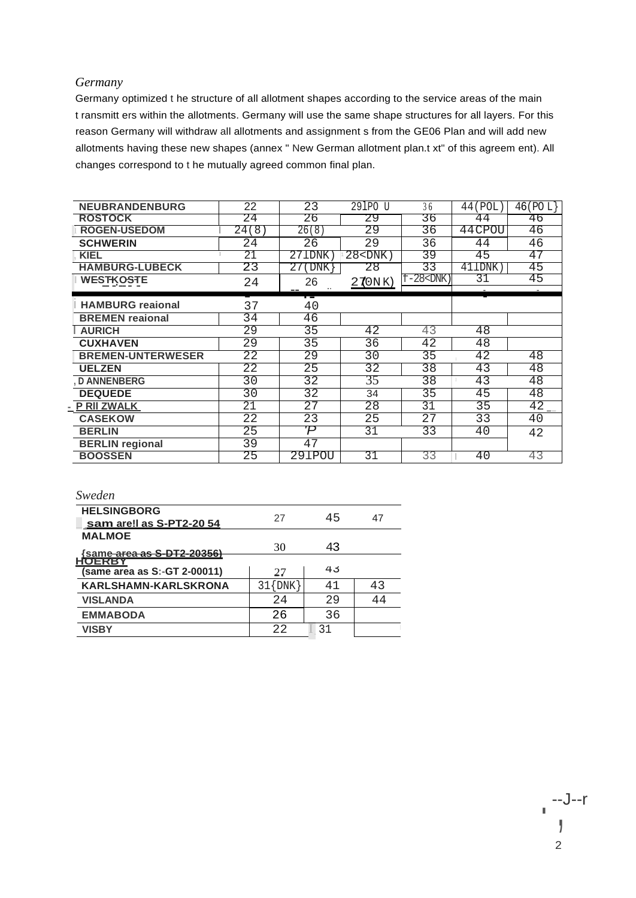*Germany*

Germany optimized the structure of all allotment shapes according to the service areas of the main transmitters within the allotments. Germany will use the same shape structures for all layers. For this reason Germany will withdraw all allotments and assignments from the GE06 Plan and will add new allotments having these new shapes (annex " New German allotment plan.txt" of this agreement). All changes correspond to the mutually agreed common final plan.

| | | | | | | |
|---|---|---|---|---|---|---|
| **NEUBRANDENBURG** | 22 | 23 | 29(POL) | 36 | 44(POL) | 46(POL) |
| **ROSTOCK** | 24 | 26 | 29 | 36 | 44 | 46 |
| **ROGEN-USEDOM** | 24(8) | 26(8) | 29 | 36 | 44(POL) | 46 |
| **SCHWERIN** | 24 | 26 | 29 | 36 | 44 | 46 |
| **KIEL** | 21 | 27(DNK) | 28(DNK) | 39 | 45 | 47 |
| **HAMBURG-LUBECK** | 23 | 27(DNK) | 28 | 33 | 41(DNK) | 45 |
| **WESTKOSTE** | 24 | 26 | 27(DNK) | 28(DNK) | 31 | 45 |
| **HAMBURG regional** | 37 | 40 | | | | |
| **BREMEN regional** | 34 | 46 | | | | |
| **AURICH** | 29 | 35 | 42 | 43 | 48 | |
| **CUXHAVEN** | 29 | 35 | 36 | 42 | 48 | |
| **BREMEN-UNTERWESER** | 22 | 29 | 30 | 35 | 42 | 48 |
| **UELZEN** | 22 | 25 | 32 | 38 | 43 | 48 |
| **DANNENBERG** | 30 | 32 | 35 | 38 | 43 | 48 |
| **DEQUEDE** | 30 | 32 | 34 | 35 | 45 | 48 |
| **PRITZWALK** | 21 | 27 | 28 | 31 | 35 | 42 |
| **CASEKOW** | 22 | 23 | 25 | 27 | 33 | 40 |
| **BERLIN** | 25 | 'P | 31 | 33 | 40 | 42 |
| **BERLIN regional** | 39 | 47 | | | | |
| **BOOSSEN** | 25 | 29(POL) | 31 | 33 | 40 | 43 |

*Sweden*

| | | | |
|---|---|---|---|
| **HELSINGBORG** (same area as S-PT2-20 54) | 27 | 45 | 47 |
| **MALMOE** (same area as S-DT2-20356) | 30 | 43 | |
| **HOERBY** (same area as S-GT 2-00011) | 27 | 43 | |
| **KARLSHAMN-KARLSKRONA** | 31(DNK) | 41 | 43 |
| **VISLANDA** | 24 | 29 | 44 |
| **EMMABODA** | 26 | 36 | |
| **VISBY** | 22 | 31 | |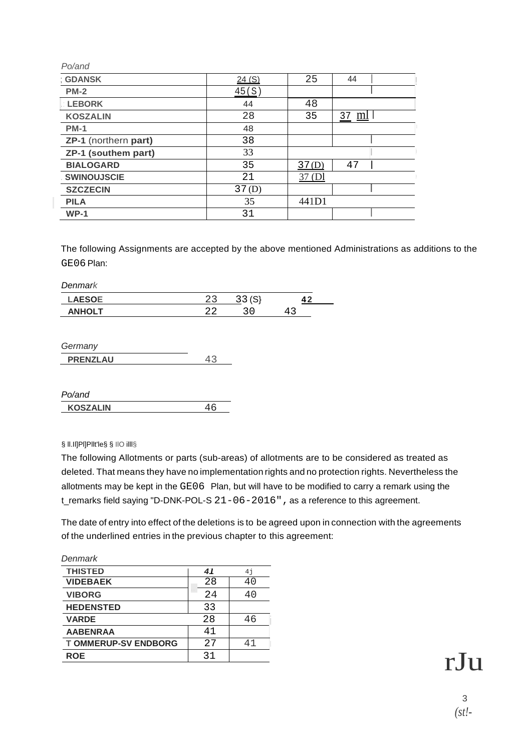*Po/and*

| GDANSK | 24 (S) | 25 | 44 |
|---|---|---|---|
| PM-2 | 45(S) | | |
| LEBORK | 44 | 48 | |
| KOSZALIN | 28 | 35 | 37 ml |
| PM-1 | 48 | | |
| ZP-1 (northern part) | 38 | | |
| ZP-1 (southem part) | 33 | | |
| BIALOGARD | 35 | 37(D) | 47 |
| SWINOUJSCIE | 21 | 37 (Dl | |
| SZCZECIN | 37 (D) | | |
| PILA | 35 | 441D1 | |
| WP-1 | 31 | | |

The following Assignments are accepted by the above mentioned Administrations as additions to the GE06 Plan:

*Denmark*

| LAESOE | 23 | 33 (S} | 42 |
|---|---|---|---|
| ANHOLT | 22 | 30 | 43 |

*Germany*

| PRENZLAU | 43 |
|---|---|

*Po/and*

| KOSZALIN | 46 |
|---|---|

§ ll.ll]Pl]Pllt'le§ § llO ilIl§

The following Allotments or parts (sub-areas) of allotments are to be considered as treated as deleted. That means they have no implementation rights and no protection rights. Nevertheless the allotments may be kept in the GE06 Plan, but will have to be modified to carry a remark using the t_remarks field saying "D-DNK-POL-S 21-06-2016", as a reference to this agreement.

The date of entry into effect of the deletions is to be agreed upon in connection with the agreements of the underlined entries in the previous chapter to this agreement:

*Denmark*

| THISTED | 41 | 4j |
|---|---|---|
| VIDEBAEK | 28 | 40 |
| VIBORG | 24 | 40 |
| HEDENSTED | 33 | |
| VARDE | 28 | 46 |
| AABENRAA | 41 | |
| T OMMERUP-SV ENDBORG | 27 | 41 |
| ROE | 31 | |

rJu

*(st!-*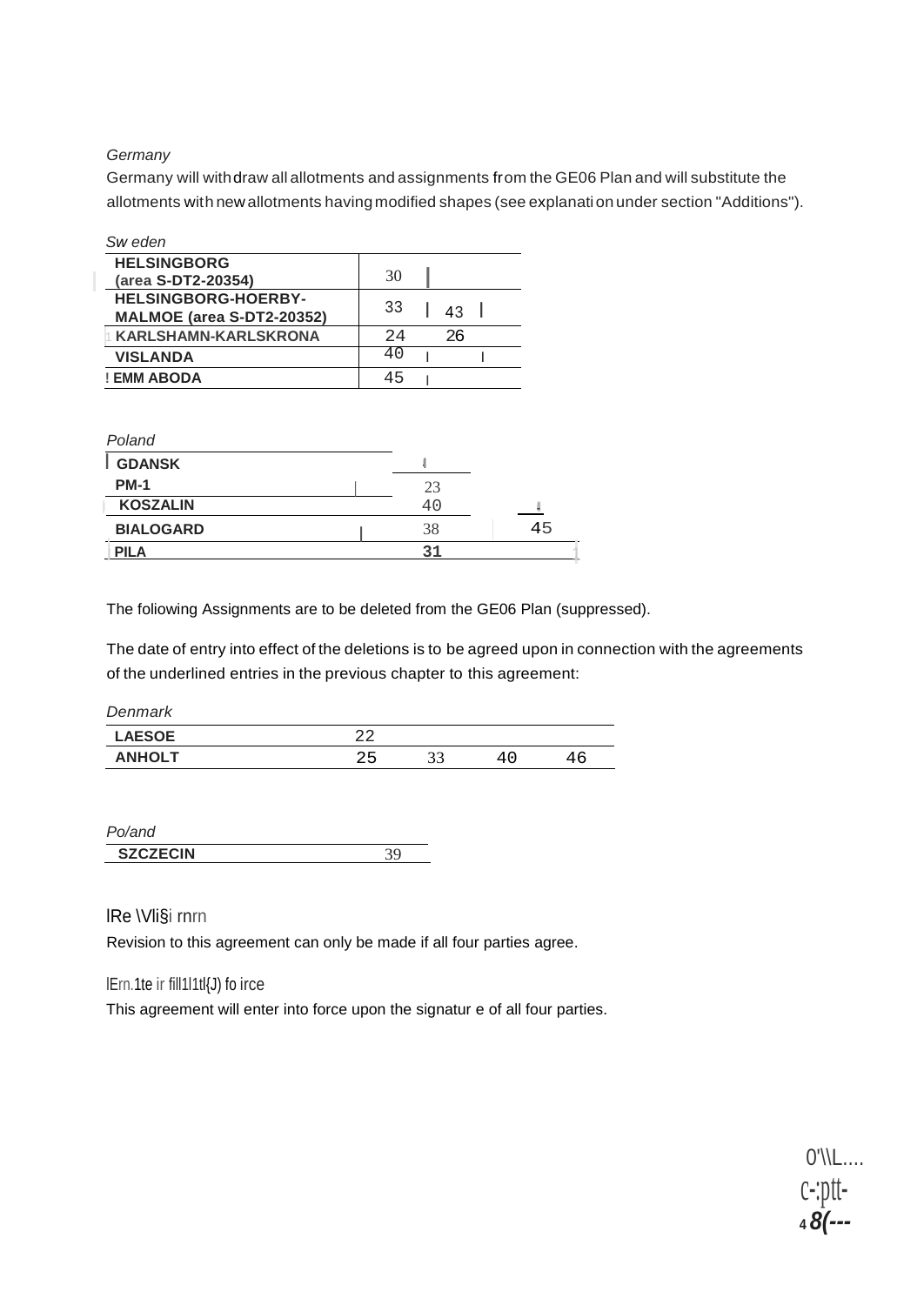*Germany*

Germany will withdraw all allotments and assignments from the GE06 Plan and will substitute the allotments with new allotments having modified shapes (see explanation under section "Additions").

*Sweden*

| | | |
|---|---|---|
| **HELSINGBORG (area S-DT2-20354)** | 30 | |
| **HELSINGBORG-HOERBY-MALMOE (area S-DT2-20352)** | 33 | 43 |
| **KARLSHAMN-KARLSKRONA** | 24 | 26 |
| **VISLANDA** | 40 | |
| **EMM ABODA** | 45 | |

*Poland*

| | | |
|---|---|---|
| **GDANSK** | | |
| **PM-1** | 23 | |
| **KOSZALIN** | 40 | |
| **BIALOGARD** | 38 | 45 |
| **PILA** | **31** | |

The foliowing Assignments are to be deleted from the GE06 Plan (suppressed).

The date of entry into effect of the deletions is to be agreed upon in connection with the agreements of the underlined entries in the previous chapter to this agreement:

*Denmark*

| | | | | |
|---|---|---|---|---|
| **LAESOE** | 22 | | | |
| **ANHOLT** | 25 | 33 | 40 | 46 |

*Poland*

| | |
|---|---|
| **SZCZECIN** | 39 |

## Revision

Revision to this agreement can only be made if all four parties agree.

## Entering into force

This agreement will enter into force upon the signature of all four parties.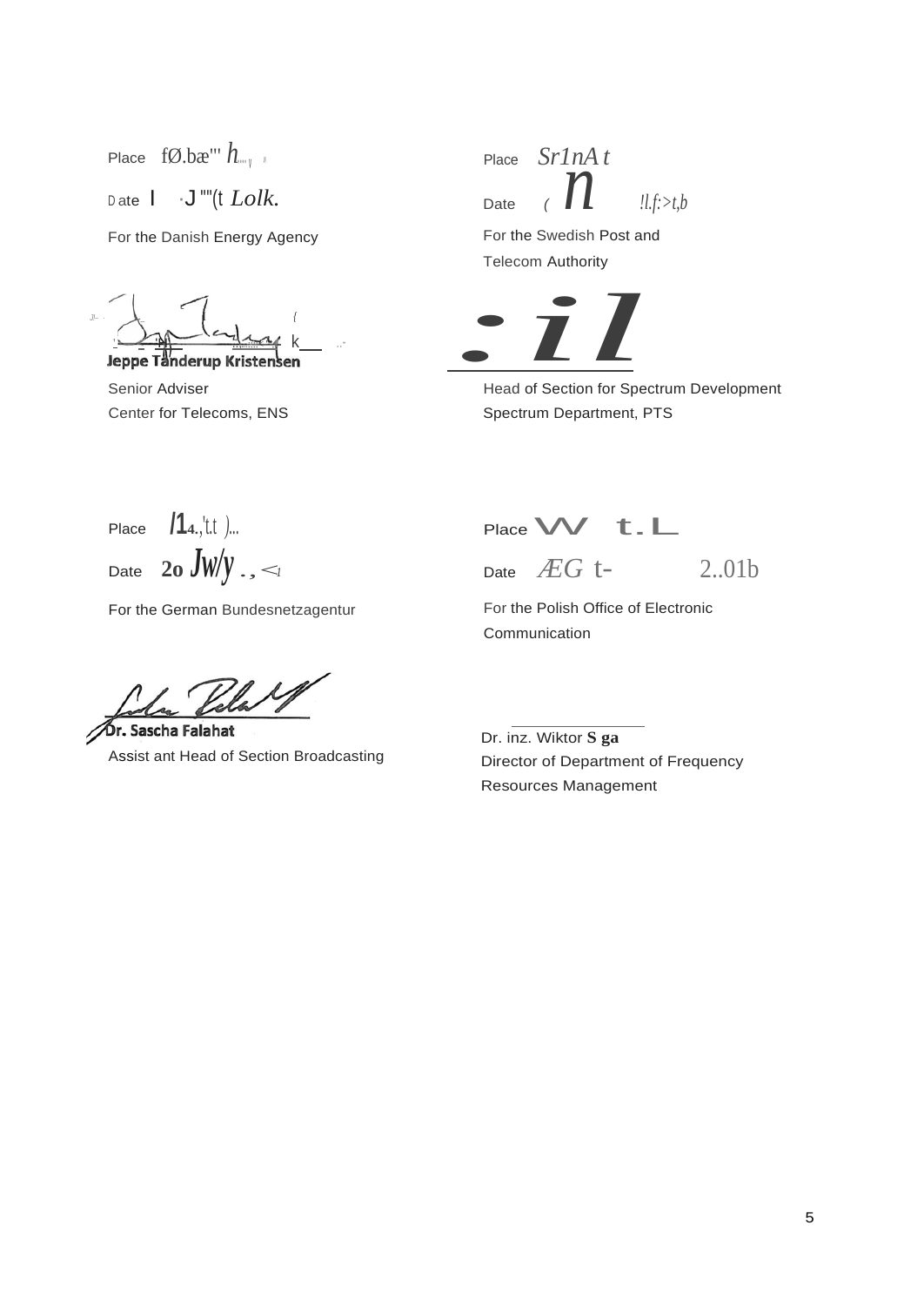Place fØ.bæ''' h

Date l J ""(t Lolk.

For the Danish Energy Agency

**Jeppe Tanderup Kristensen**

Senior Adviser

Center for Telecoms, ENS

Place Sr1nA t

Date ( n !l.f:>t,b

For the Swedish Post and Telecom Authority

Head of Section for Spectrum Development

Spectrum Department, PTS

Place /1 4.,'t.t )...

Date 2o Jw/y ., <

For the German Bundesnetzagentur

**Dr. Sascha Falahat**

Assist ant Head of Section Broadcasting

Place W t.L

Date ÆG t- 2..01b

For the Polish Office of Electronic Communication

Dr. inz. Wiktor **S ga**

Director of Department of Frequency Resources Management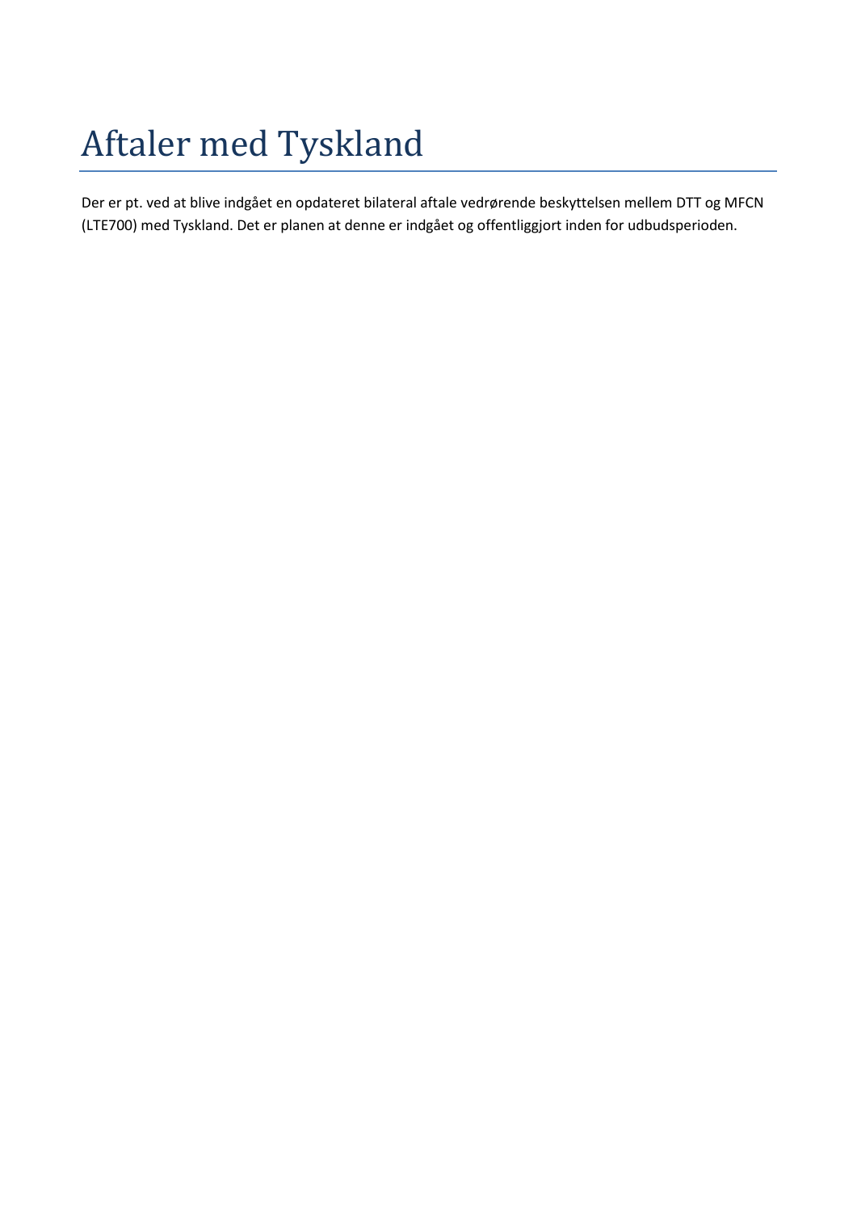# Aftaler med Tyskland

Der er pt. ved at blive indgået en opdateret bilateral aftale vedrørende beskyttelsen mellem DTT og MFCN (LTE700) med Tyskland. Det er planen at denne er indgået og offentliggjort inden for udbudsperioden.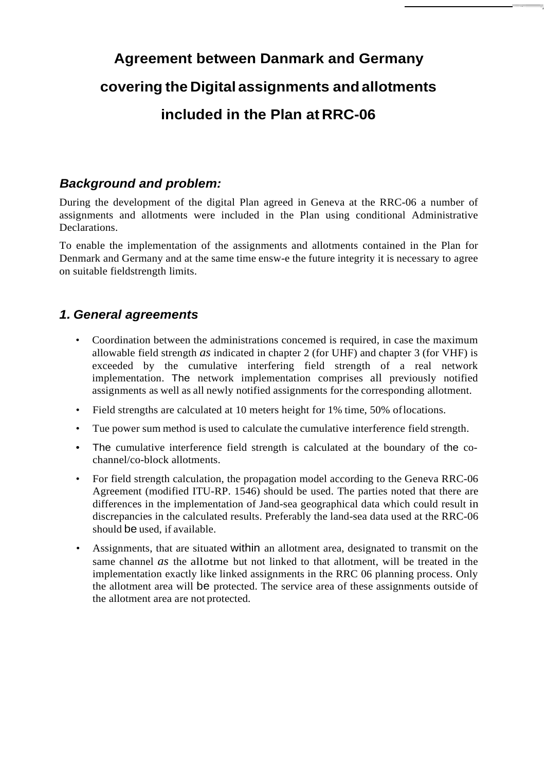# Agreement between Danmark and Germany covering the Digital assignments and allotments included in the Plan at RRC-06

## *Background and problem:*

During the development of the digital Plan agreed in Geneva at the RRC-06 a number of assignments and allotments were included in the Plan using conditional Administrative Declarations.

To enable the implementation of the assignments and allotments contained in the Plan for Denmark and Germany and at the same time ensw-e the future integrity it is necessary to agree on suitable fieldstrength limits.

## *1. General agreements*

- Coordination between the administrations concemed is required, in case the maximum allowable field strength *as* indicated in chapter 2 (for UHF) and chapter 3 (for VHF) is exceeded by the cumulative interfering field strength of a real network implementation. The network implementation comprises all previously notified assignments as well as all newly notified assignments for the corresponding allotment.
- Field strengths are calculated at 10 meters height for 1% time, 50% of locations.
- Tue power sum method is used to calculate the cumulative interference field strength.
- The cumulative interference field strength is calculated at the boundary of the co-channel/co-block allotments.
- For field strength calculation, the propagation model according to the Geneva RRC-06 Agreement (modified ITU-RP. 1546) should be used. The parties noted that there are differences in the implementation of Jand-sea geographical data which could result in discrepancies in the calculated results. Preferably the land-sea data used at the RRC-06 should be used, if available.
- Assignments, that are situated within an allotment area, designated to transmit on the same channel *as* the allotme but not linked to that allotment, will be treated in the implementation exactly like linked assignments in the RRC 06 planning process. Only the allotment area will be protected. The service area of these assignments outside of the allotment area are not protected.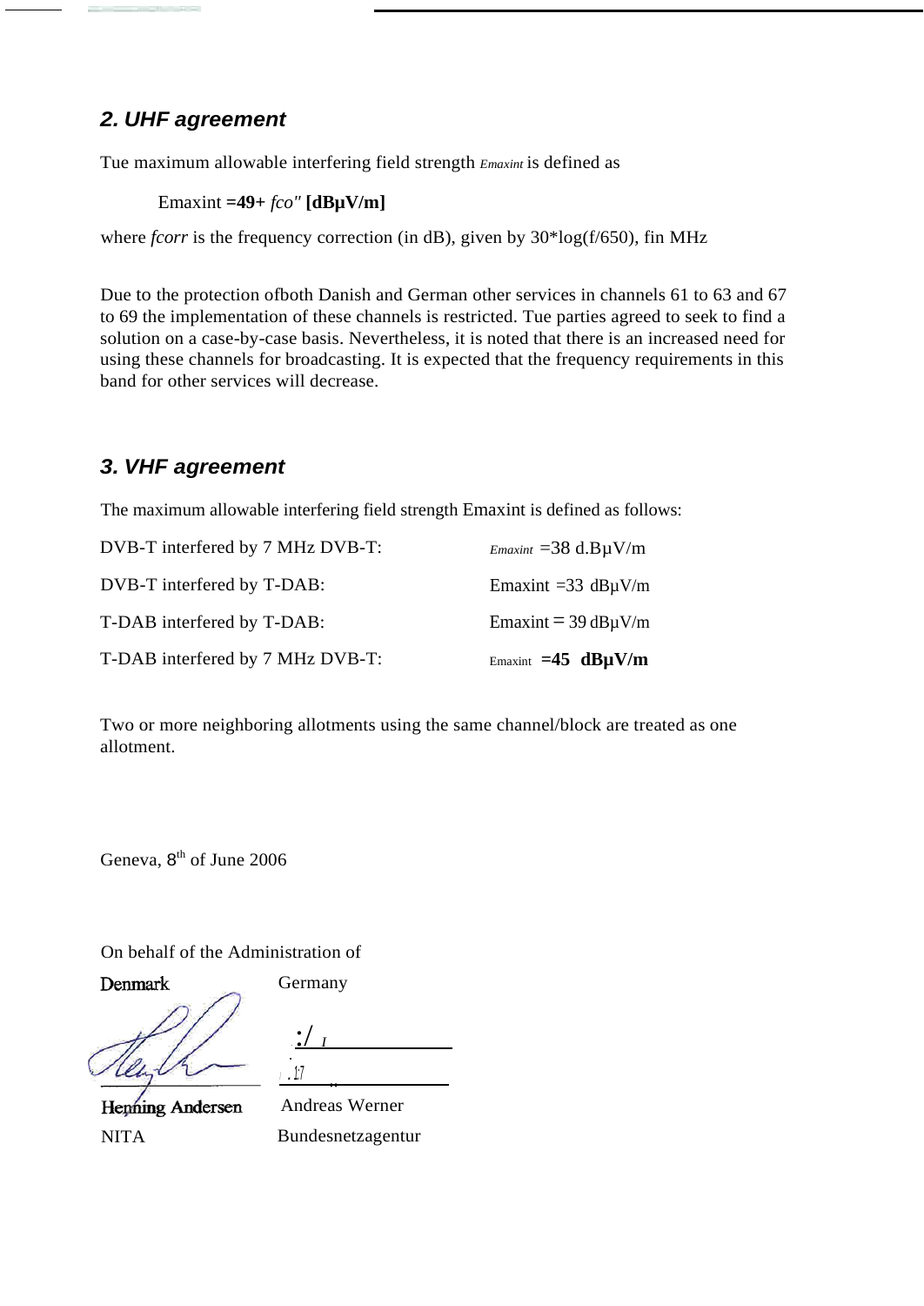## 2. UHF agreement

Tue maximum allowable interfering field strength *Emaxint* is defined as

Emaxint **=49+** *fco"* **[dBµV/m]**

where *fcorr* is the frequency correction (in dB), given by 30*log(f/650), fin MHz

Due to the protection ofboth Danish and German other services in channels 61 to 63 and 67 to 69 the implementation of these channels is restricted. Tue parties agreed to seek to find a solution on a case-by-case basis. Nevertheless, it is noted that there is an increased need for using these channels for broadcasting. It is expected that the frequency requirements in this band for other services will decrease.

## 3. VHF agreement

The maximum allowable interfering field strength Emaxint is defined as follows:

| | |
|---|---|
| DVB-T interfered by 7 MHz DVB-T: | *Emaxint* =38 d.BµV/m |
| DVB-T interfered by T-DAB: | Emaxint =33 dBµV/m |
| T-DAB interfered by T-DAB: | Emaxint = 39 dBµV/m |
| T-DAB interfered by 7 MHz DVB-T: | Emaxint **=45 dBµV/m** |

Two or more neighboring allotments using the same channel/block are treated as one allotment.

Geneva, 8th of June 2006

On behalf of the Administration of

| Denmark | Germany |
|---|---|
| Henning Andersen | Andreas Werner |
| NITA | Bundesnetzagentur |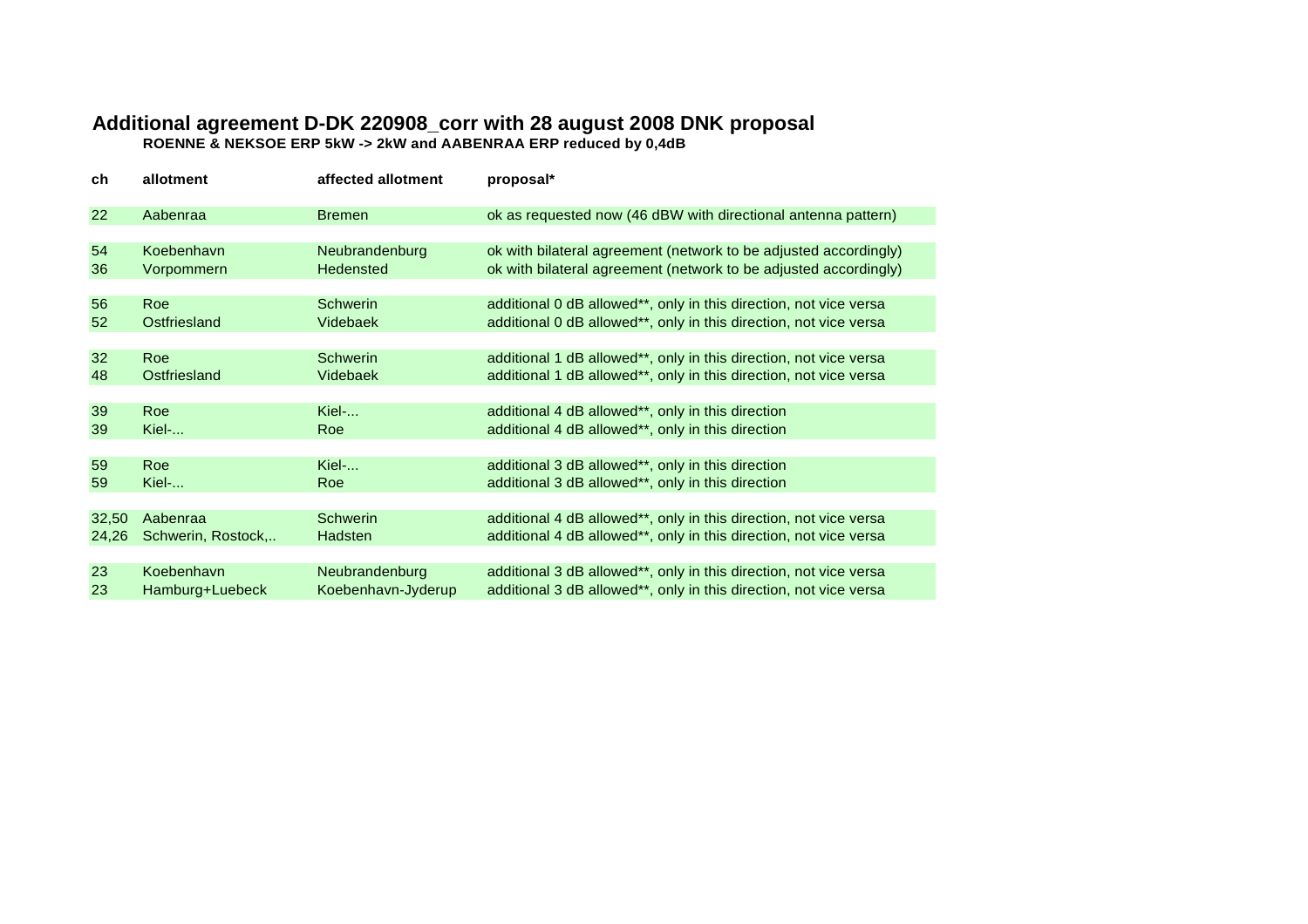# Additional agreement D-DK 220908_corr with 28 august 2008 DNK proposal

**ROENNE & NEKSOE ERP 5kW -> 2kW and AABENRAA ERP reduced by 0,4dB**

| ch | allotment | affected allotment | proposal* |
|---|---|---|---|
| 22 | Aabenraa | Bremen | ok as requested now (46 dBW with directional antenna pattern) |
| | | | |
| 54 | Koebenhavn | Neubrandenburg | ok with bilateral agreement (network to be adjusted accordingly) |
| 36 | Vorpommern | Hedensted | ok with bilateral agreement (network to be adjusted accordingly) |
| | | | |
| 56 | Roe | Schwerin | additional 0 dB allowed**, only in this direction, not vice versa |
| 52 | Ostfriesland | Videbaek | additional 0 dB allowed**, only in this direction, not vice versa |
| | | | |
| 32 | Roe | Schwerin | additional 1 dB allowed**, only in this direction, not vice versa |
| 48 | Ostfriesland | Videbaek | additional 1 dB allowed**, only in this direction, not vice versa |
| | | | |
| 39 | Roe | Kiel-... | additional 4 dB allowed**, only in this direction |
| 39 | Kiel-... | Roe | additional 4 dB allowed**, only in this direction |
| | | | |
| 59 | Roe | Kiel-... | additional 3 dB allowed**, only in this direction |
| 59 | Kiel-... | Roe | additional 3 dB allowed**, only in this direction |
| | | | |
| 32,50 | Aabenraa | Schwerin | additional 4 dB allowed**, only in this direction, not vice versa |
| 24,26 | Schwerin, Rostock,.. | Hadsten | additional 4 dB allowed**, only in this direction, not vice versa |
| | | | |
| 23 | Koebenhavn | Neubrandenburg | additional 3 dB allowed**, only in this direction, not vice versa |
| 23 | Hamburg+Luebeck | Koebenhavn-Jyderup | additional 3 dB allowed**, only in this direction, not vice versa |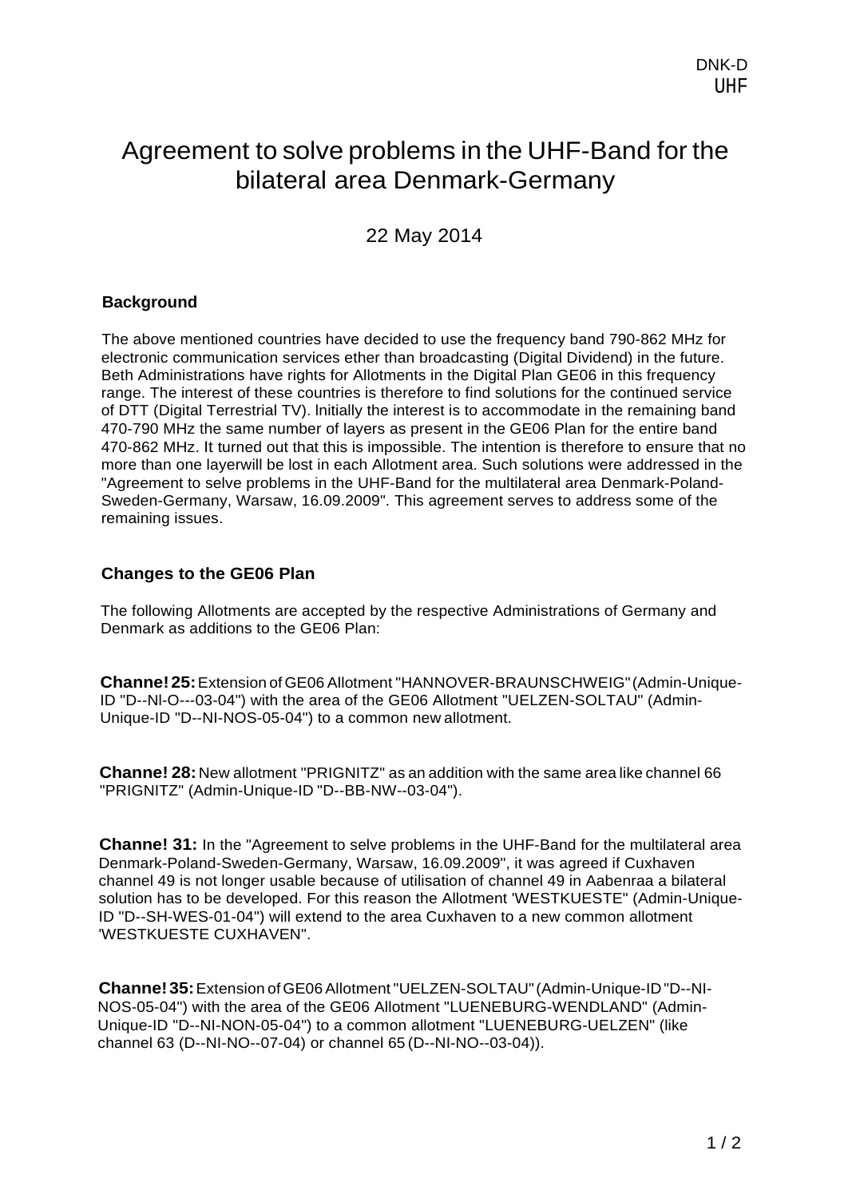DNK-D
UHF

# Agreement to solve problems in the UHF-Band for the bilateral area Denmark-Germany

22 May 2014

### Background

The above mentioned countries have decided to use the frequency band 790-862 MHz for electronic communication services ether than broadcasting (Digital Dividend) in the future. Beth Administrations have rights for Allotments in the Digital Plan GE06 in this frequency range. The interest of these countries is therefore to find solutions for the continued service of DTT (Digital Terrestrial TV). lnitially the interest is to accommodate in the remaining band 470-790 MHz the same number of layers as present in the GE06 Plan for the entire band 470-862 MHz. It turned out that this is impossible. The intention is therefore to ensure that no more than one layerwill be lost in each Allotment area. Such solutions were addressed in the "Agreement to selve problems in the UHF-Band for the multilateral area Denmark-Poland-Sweden-Germany, Warsaw, 16.09.2009". This agreement serves to address some of the remaining issues.

### Changes to the GE06 Plan

The following Allotments are accepted by the respective Administrations of Germany and Denmark as additions to the GE06 Plan:

**Channe! 25:** Extension of GE06 Allotment "HANNOVER-BRAUNSCHWEIG" (Admin-Unique-ID "D--Nl-O---03-04") with the area of the GE06 Allotment "UELZEN-SOLTAU" (Admin-Unique-ID "D--NI-NOS-05-04") to a common new allotment.

**Channe! 28:** New allotment "PRIGNITZ" as an addition with the same area like channel 66 "PRIGNITZ" (Admin-Unique-ID "D--BB-NW--03-04").

**Channe! 31:** In the "Agreement to selve problems in the UHF-Band for the multilateral area Denmark-Poland-Sweden-Germany, Warsaw, 16.09.2009", it was agreed if Cuxhaven channel 49 is not longer usable because of utilisation of channel 49 in Aabenraa a bilateral solution has to be developed. For this reason the Allotment 'WESTKUESTE" (Admin-Unique-ID "D--SH-WES-01-04") will extend to the area Cuxhaven to a new common allotment 'WESTKUESTE CUXHAVEN".

**Channe! 35:** Extension of GE06 Allotment "UELZEN-SOLTAU" (Admin-Unique-ID "D--NI-NOS-05-04") with the area of the GE06 Allotment "LUENEBURG-WENDLAND" (Admin-Unique-ID "D--NI-NON-05-04") to a common allotment "LUENEBURG-UELZEN" (like channel 63 (D--NI-NO--07-04) or channel 65 (D--NI-NO--03-04)).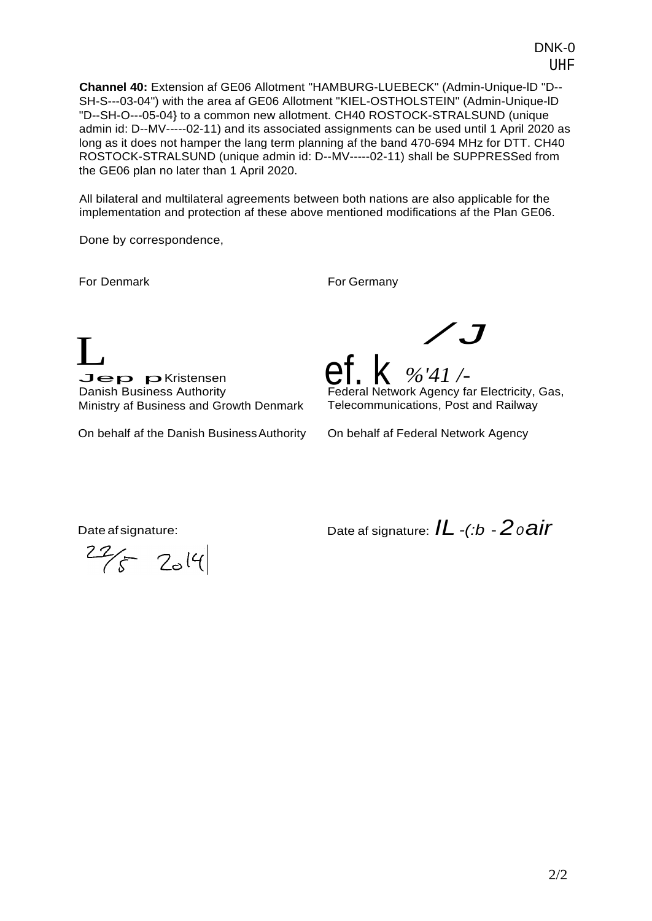DNK-0
UHF

**Channel 40:** Extension af GE06 Allotment "HAMBURG-LUEBECK" (Admin-Unique-lD "D--SH-S---03-04") with the area af GE06 Allotment "KIEL-OSTHOLSTEIN" (Admin-Unique-lD "D--SH-O---05-04} to a common new allotment. CH40 ROSTOCK-STRALSUND (unique admin id: D--MV-----02-11) and its associated assignments can be used until 1 April 2020 as long as it does not hamper the lang term planning af the band 470-694 MHz for DTT. CH40 ROSTOCK-STRALSUND (unique admin id: D--MV-----02-11) shall be SUPPRESSed from the GE06 plan no later than 1 April 2020.

All bilateral and multilateral agreements between both nations are also applicable for the implementation and protection af these above mentioned modifications af the Plan GE06.

Done by correspondence,

For Denmark

L
Jep p Kristensen
Danish Business Authority
Ministry af Business and Growth Denmark

On behalf af the Danish Business Authority

Date af signature:

22/5 2014

For Germany

/J
ef. k %'41 /-
Federal Network Agency far Electricity, Gas, Telecommunications, Post and Railway

On behalf af Federal Network Agency

Date af signature: IL -(:b - 2 o air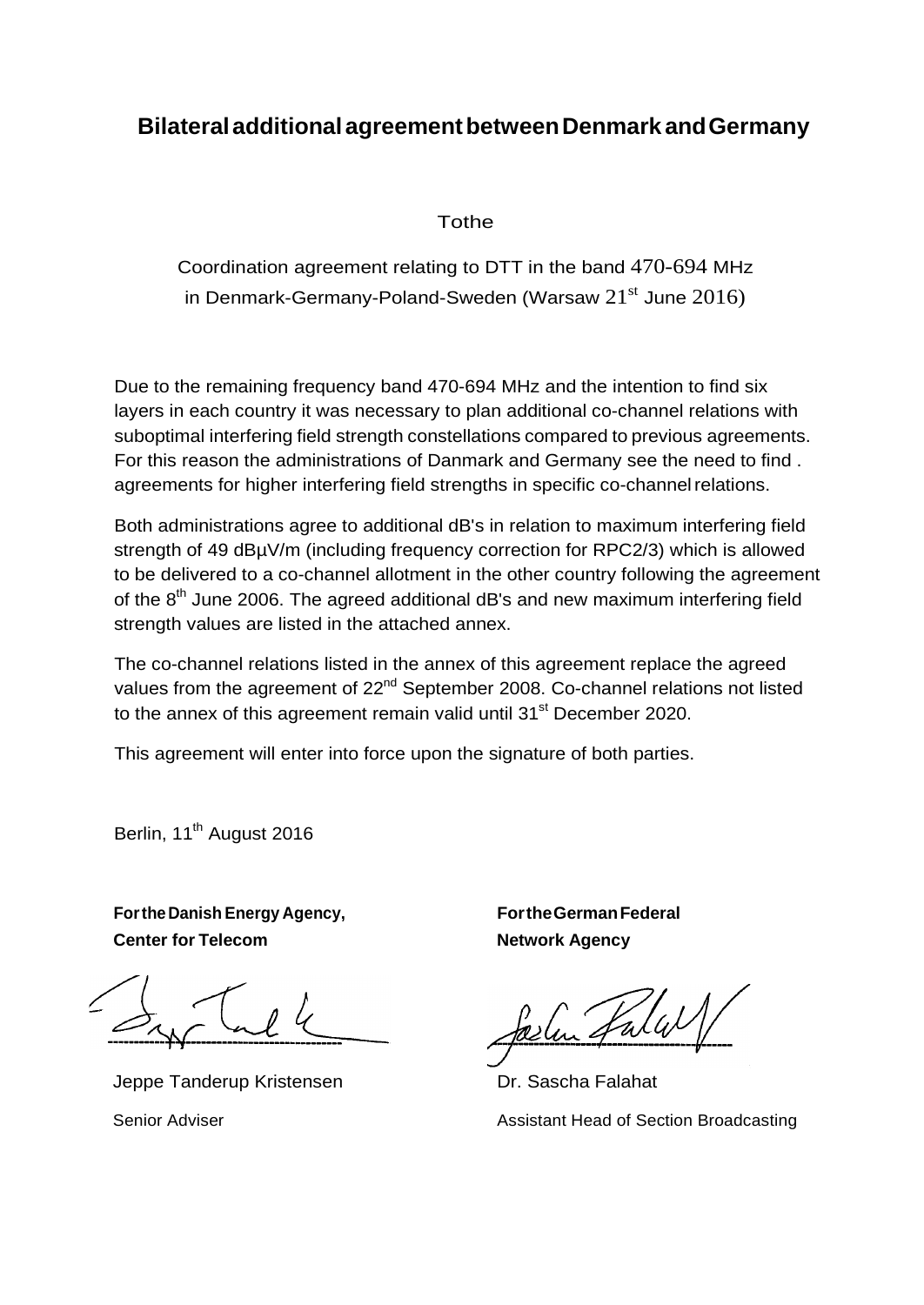# Bilateral additional agreement between Denmark and Germany

Tothe

Coordination agreement relating to DTT in the band 470-694 MHz
in Denmark-Germany-Poland-Sweden (Warsaw 21st June 2016)

Due to the remaining frequency band 470-694 MHz and the intention to find six layers in each country it was necessary to plan additional co-channel relations with suboptimal interfering field strength constellations compared to previous agreements. For this reason the administrations of Danmark and Germany see the need to find . agreements for higher interfering field strengths in specific co-channel relations.

Both administrations agree to additional dB's in relation to maximum interfering field strength of 49 dBµV/m (including frequency correction for RPC2/3) which is allowed to be delivered to a co-channel allotment in the other country following the agreement of the 8th June 2006. The agreed additional dB's and new maximum interfering field strength values are listed in the attached annex.

The co-channel relations listed in the annex of this agreement replace the agreed values from the agreement of 22nd September 2008. Co-channel relations not listed to the annex of this agreement remain valid until 31st December 2020.

This agreement will enter into force upon the signature of both parties.

Berlin, 11th August 2016

| **For the Danish Energy Agency, Center for Telecom** | **For the German Federal Network Agency** |
|---|---|
| Jeppe Tanderup Kristensen | Dr. Sascha Falahat |
| Senior Adviser | Assistant Head of Section Broadcasting |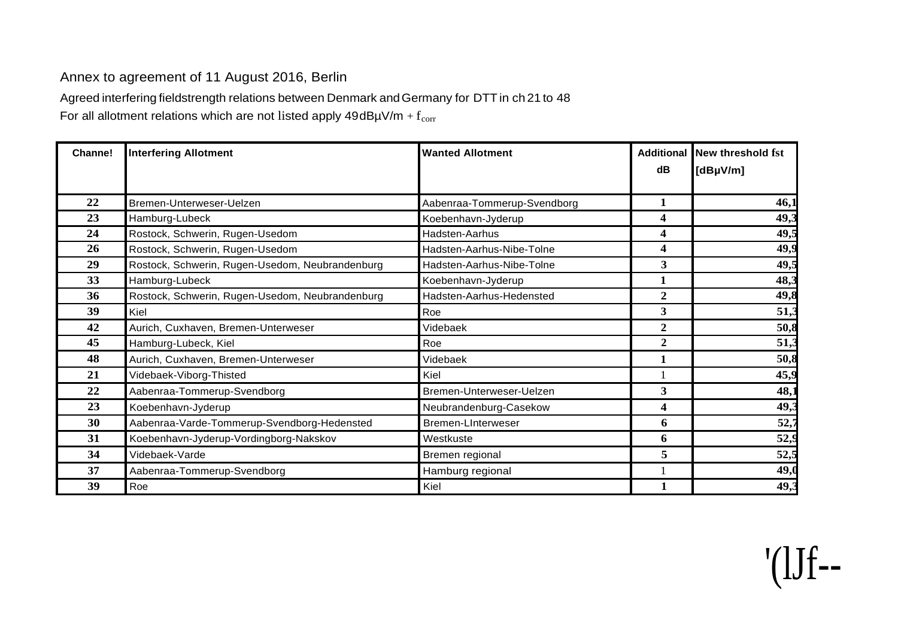Annex to agreement of 11 August 2016, Berlin

Agreed interfering fieldstrength relations between Denmark and Germany for DTT in ch 21 to 48

For all allotment relations which are not listed apply 49dBµV/m + $f_{corr}$

| Channe! | Interfering Allotment | Wanted Allotment | Additional dB | New threshold fst [dBµV/m] |
|---|---|---|---|---|
| 22 | Bremen-Unterweser-Uelzen | Aabenraa-Tommerup-Svendborg | 1 | 46,1 |
| 23 | Hamburg-Lubeck | Koebenhavn-Jyderup | 4 | 49,3 |
| 24 | Rostock, Schwerin, Rugen-Usedom | Hadsten-Aarhus | 4 | 49,5 |
| 26 | Rostock, Schwerin, Rugen-Usedom | Hadsten-Aarhus-Nibe-Tolne | 4 | 49,9 |
| 29 | Rostock, Schwerin, Rugen-Usedom, Neubrandenburg | Hadsten-Aarhus-Nibe-Tolne | 3 | 49,5 |
| 33 | Hamburg-Lubeck | Koebenhavn-Jyderup | 1 | 48,3 |
| 36 | Rostock, Schwerin, Rugen-Usedom, Neubrandenburg | Hadsten-Aarhus-Hedensted | 2 | 49,8 |
| 39 | Kiel | Roe | 3 | 51,3 |
| 42 | Aurich, Cuxhaven, Bremen-Unterweser | Videbaek | 2 | 50,8 |
| 45 | Hamburg-Lubeck, Kiel | Roe | 2 | 51,3 |
| 48 | Aurich, Cuxhaven, Bremen-Unterweser | Videbaek | 1 | 50,8 |
| 21 | Videbaek-Viborg-Thisted | Kiel | 1 | 45,9 |
| 22 | Aabenraa-Tommerup-Svendborg | Bremen-Unterweser-Uelzen | 3 | 48,1 |
| 23 | Koebenhavn-Jyderup | Neubrandenburg-Casekow | 4 | 49,3 |
| 30 | Aabenraa-Varde-Tommerup-Svendborg-Hedensted | Bremen-LInterweser | 6 | 52,7 |
| 31 | Koebenhavn-Jyderup-Vordingborg-Nakskov | Westkuste | 6 | 52,9 |
| 34 | Videbaek-Varde | Bremen regional | 5 | 52,5 |
| 37 | Aabenraa-Tommerup-Svendborg | Hamburg regional | 1 | 49,0 |
| 39 | Roe | Kiel | 1 | 49,3 |

'(lJf--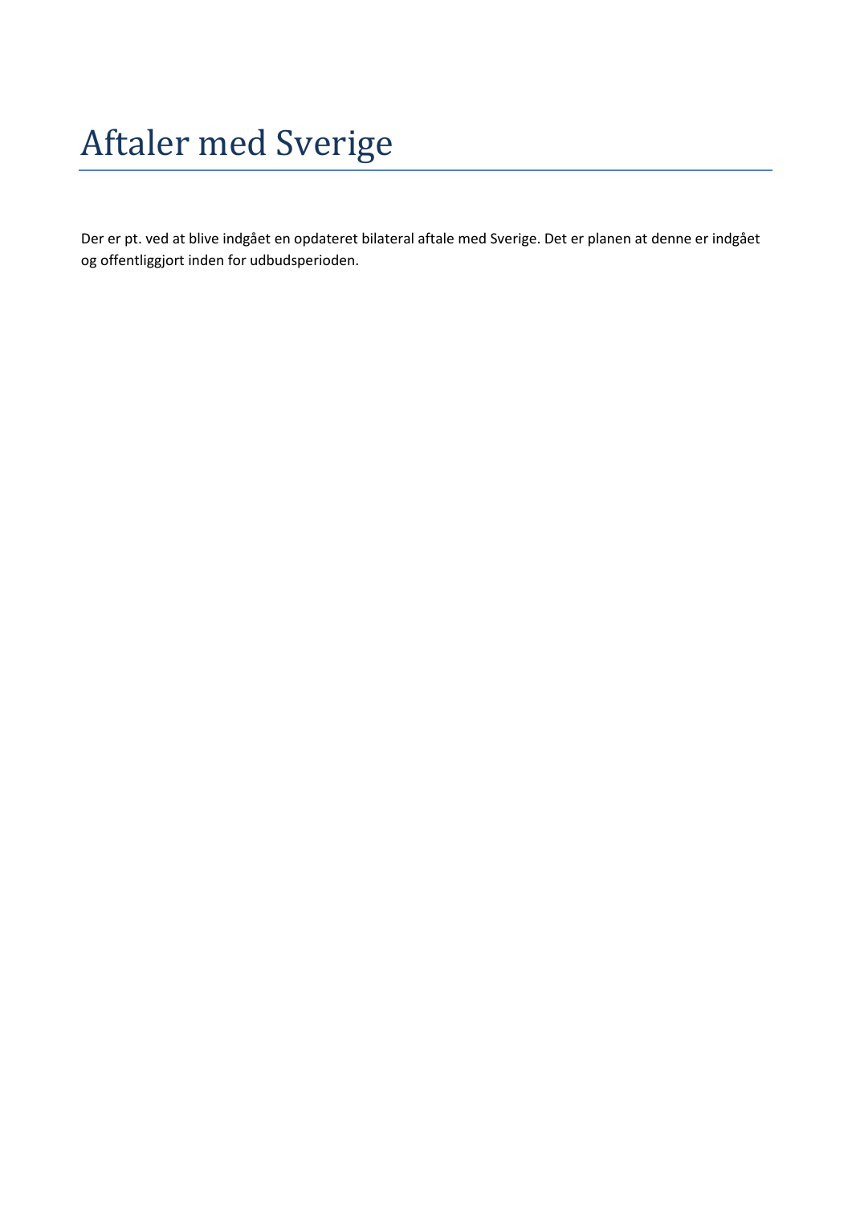# Aftaler med Sverige

Der er pt. ved at blive indgået en opdateret bilateral aftale med Sverige. Det er planen at denne er indgået og offentliggjort inden for udbudsperioden.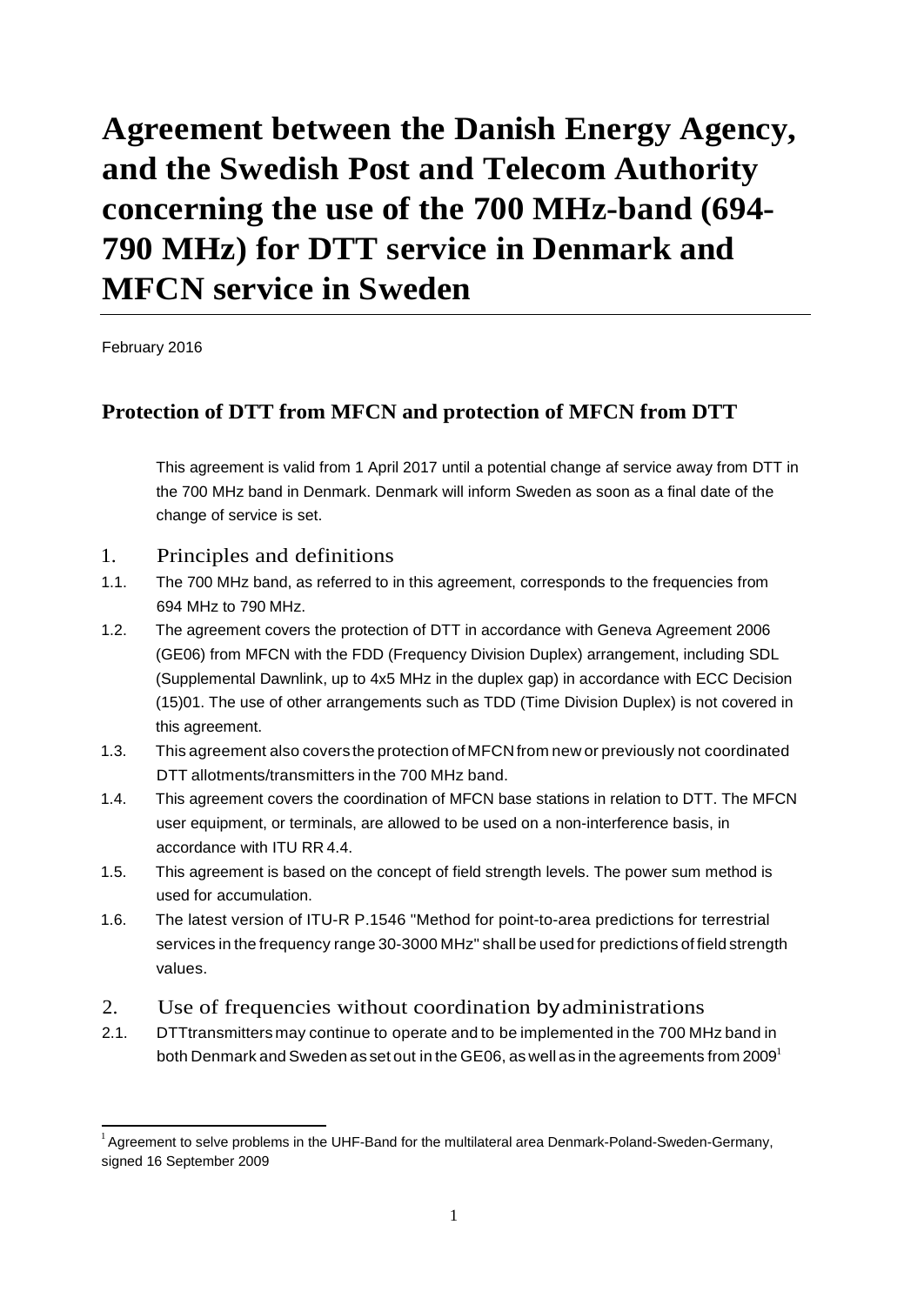# Agreement between the Danish Energy Agency, and the Swedish Post and Telecom Authority concerning the use of the 700 MHz-band (694-790 MHz) for DTT service in Denmark and MFCN service in Sweden

February 2016

## Protection of DTT from MFCN and protection of MFCN from DTT

This agreement is valid from 1 April 2017 until a potential change af service away from DTT in the 700 MHz band in Denmark. Denmark will inform Sweden as soon as a final date of the change of service is set.

### 1. Principles and definitions

1.1. The 700 MHz band, as referred to in this agreement, corresponds to the frequencies from 694 MHz to 790 MHz.

1.2. The agreement covers the protection of DTT in accordance with Geneva Agreement 2006 (GE06) from MFCN with the FDD (Frequency Division Duplex) arrangement, including SDL (Supplemental Dawnlink, up to 4x5 MHz in the duplex gap) in accordance with ECC Decision (15)01. The use of other arrangements such as TDD (Time Division Duplex) is not covered in this agreement.

1.3. This agreement also covers the protection of MFCN from new or previously not coordinated DTT allotments/transmitters in the 700 MHz band.

1.4. This agreement covers the coordination of MFCN base stations in relation to DTT. The MFCN user equipment, or terminals, are allowed to be used on a non-interference basis, in accordance with ITU RR 4.4.

1.5. This agreement is based on the concept of field strength levels. The power sum method is used for accumulation.

1.6. The latest version of ITU-R P.1546 "Method for point-to-area predictions for terrestrial services in the frequency range 30-3000 MHz" shall be used for predictions of field strength values.

### 2. Use of frequencies without coordination by administrations

2.1. DTTtransmitters may continue to operate and to be implemented in the 700 MHz band in both Denmark and Sweden as set out in the GE06, as well as in the agreements from 2009[1]

[1] Agreement to selve problems in the UHF-Band for the multilateral area Denmark-Poland-Sweden-Germany, signed 16 September 2009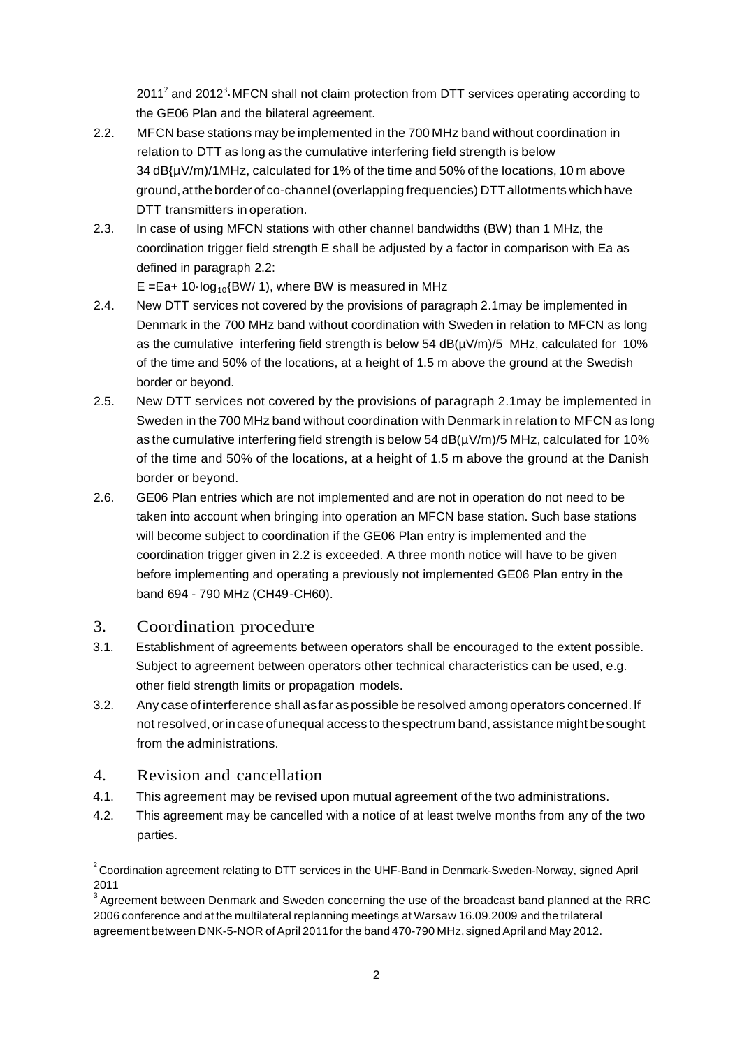2011[2] and 2012[3]. MFCN shall not claim protection from DTT services operating according to the GE06 Plan and the bilateral agreement.

2.2. MFCN base stations may be implemented in the 700 MHz band without coordination in relation to DTT as long as the cumulative interfering field strength is below 34 dB{µV/m)/1MHz, calculated for 1% of the time and 50% of the locations, 10 m above ground, at the border of co-channel (overlapping frequencies) DTT allotments which have DTT transmitters in operation.

2.3. In case of using MFCN stations with other channel bandwidths (BW) than 1 MHz, the coordination trigger field strength E shall be adjusted by a factor in comparison with Ea as defined in paragraph 2.2:

$E = Ea + 10 \cdot \log_{10}\{BW/1)$, where BW is measured in MHz

2.4. New DTT services not covered by the provisions of paragraph 2.1may be implemented in Denmark in the 700 MHz band without coordination with Sweden in relation to MFCN as long as the cumulative interfering field strength is below 54 dB(µV/m)/5 MHz, calculated for 10% of the time and 50% of the locations, at a height of 1.5 m above the ground at the Swedish border or beyond.

2.5. New DTT services not covered by the provisions of paragraph 2.1may be implemented in Sweden in the 700 MHz band without coordination with Denmark in relation to MFCN as long as the cumulative interfering field strength is below 54 dB(µV/m)/5 MHz, calculated for 10% of the time and 50% of the locations, at a height of 1.5 m above the ground at the Danish border or beyond.

2.6. GE06 Plan entries which are not implemented and are not in operation do not need to be taken into account when bringing into operation an MFCN base station. Such base stations will become subject to coordination if the GE06 Plan entry is implemented and the coordination trigger given in 2.2 is exceeded. A three month notice will have to be given before implementing and operating a previously not implemented GE06 Plan entry in the band 694 - 790 MHz (CH49-CH60).

## 3. Coordination procedure

3.1. Establishment of agreements between operators shall be encouraged to the extent possible. Subject to agreement between operators other technical characteristics can be used, e.g. other field strength limits or propagation models.

3.2. Any case of interference shall as far as possible be resolved among operators concerned. If not resolved, or in case of unequal access to the spectrum band, assistance might be sought from the administrations.

## 4. Revision and cancellation

4.1. This agreement may be revised upon mutual agreement of the two administrations.

4.2. This agreement may be cancelled with a notice of at least twelve months from any of the two parties.

---

[2] Coordination agreement relating to DTT services in the UHF-Band in Denmark-Sweden-Norway, signed April 2011

[3] Agreement between Denmark and Sweden concerning the use of the broadcast band planned at the RRC 2006 conference and at the multilateral replanning meetings at Warsaw 16.09.2009 and the trilateral agreement between DNK-5-NOR of April 2011 for the band 470-790 MHz, signed April and May 2012.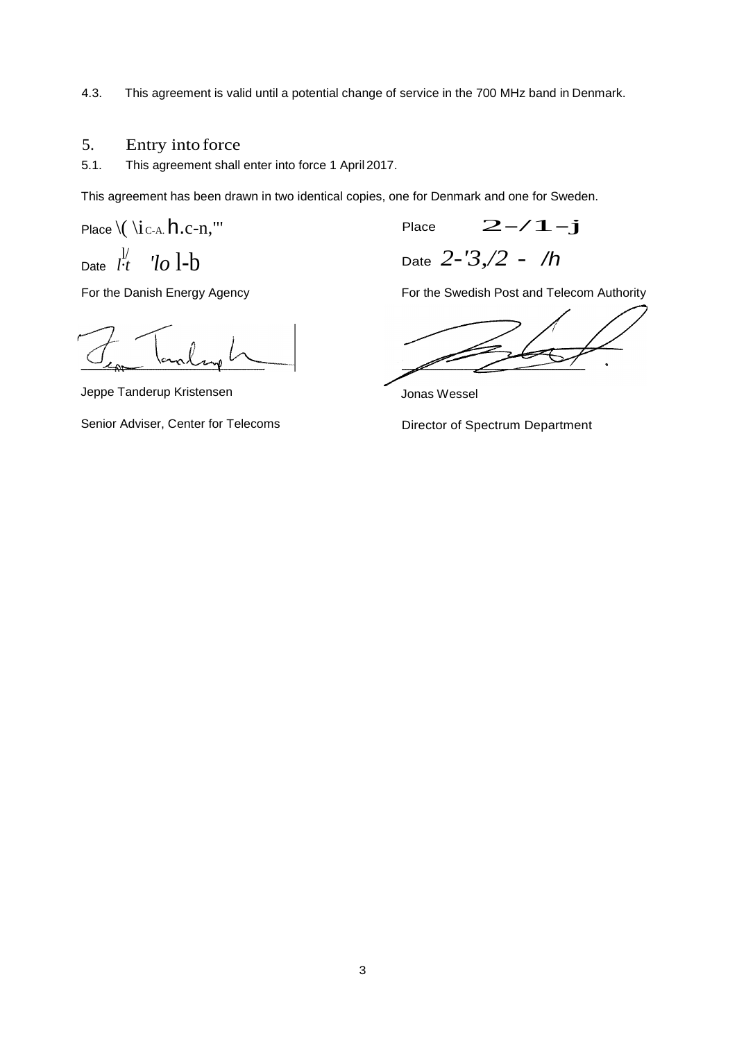4.3. This agreement is valid until a potential change of service in the 700 MHz band in Denmark.

## 5. Entry into force

5.1. This agreement shall enter into force 1 April 2017.

This agreement has been drawn in two identical copies, one for Denmark and one for Sweden.

Place \( \i C-A. h.c-n,"'

Date l/ l·t 'lo l-b

For the Danish Energy Agency

Jeppe Tanderup Kristensen

Senior Adviser, Center for Telecoms

Place 2-/1-j

Date 2-'3,/2 - /h

For the Swedish Post and Telecom Authority

Jonas Wessel

Director of Spectrum Department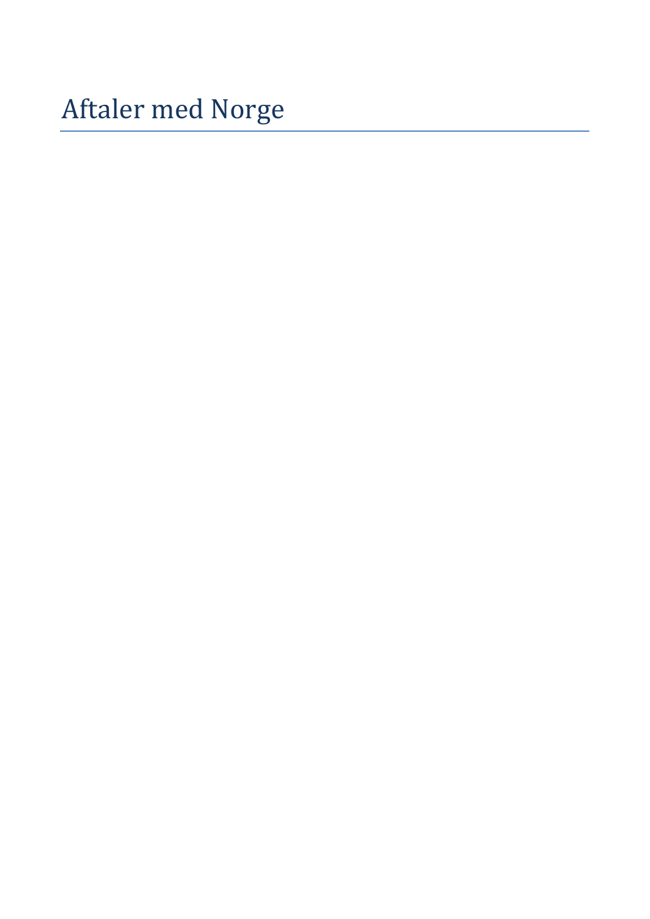# Aftaler med Norge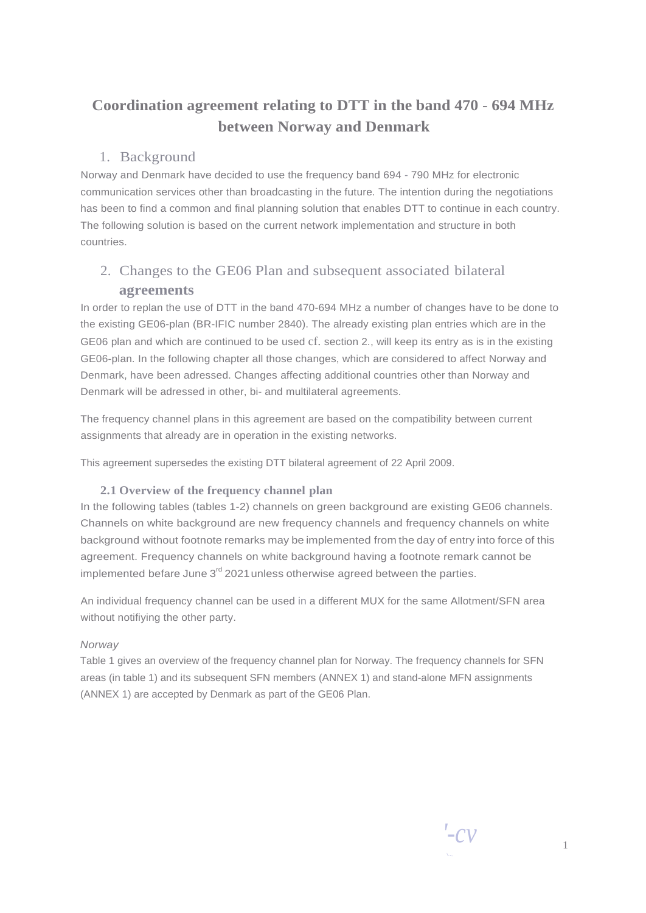# Coordination agreement relating to DTT in the band 470 - 694 MHz between Norway and Denmark

## 1. Background

Norway and Denmark have decided to use the frequency band 694 - 790 MHz for electronic communication services other than broadcasting in the future. The intention during the negotiations has been to find a common and final planning solution that enables DTT to continue in each country. The following solution is based on the current network implementation and structure in both countries.

## 2. Changes to the GE06 Plan and subsequent associated bilateral agreements

In order to replan the use of DTT in the band 470-694 MHz a number of changes have to be done to the existing GE06-plan (BR-IFIC number 2840). The already existing plan entries which are in the GE06 plan and which are continued to be used cf. section 2., will keep its entry as is in the existing GE06-plan. In the following chapter all those changes, which are considered to affect Norway and Denmark, have been adressed. Changes affecting additional countries other than Norway and Denmark will be adressed in other, bi- and multilateral agreements.

The frequency channel plans in this agreement are based on the compatibility between current assignments that already are in operation in the existing networks.

This agreement supersedes the existing DTT bilateral agreement of 22 April 2009.

### 2.1 Overview of the frequency channel plan

In the following tables (tables 1-2) channels on green background are existing GE06 channels. Channels on white background are new frequency channels and frequency channels on white background without footnote remarks may be implemented from the day of entry into force of this agreement. Frequency channels on white background having a footnote remark cannot be implemented befare June 3rd 2021 unless otherwise agreed between the parties.

An individual frequency channel can be used in a different MUX for the same Allotment/SFN area without notifiying the other party.

*Norway*

Table 1 gives an overview of the frequency channel plan for Norway. The frequency channels for SFN areas (in table 1) and its subsequent SFN members (ANNEX 1) and stand-alone MFN assignments (ANNEX 1) are accepted by Denmark as part of the GE06 Plan.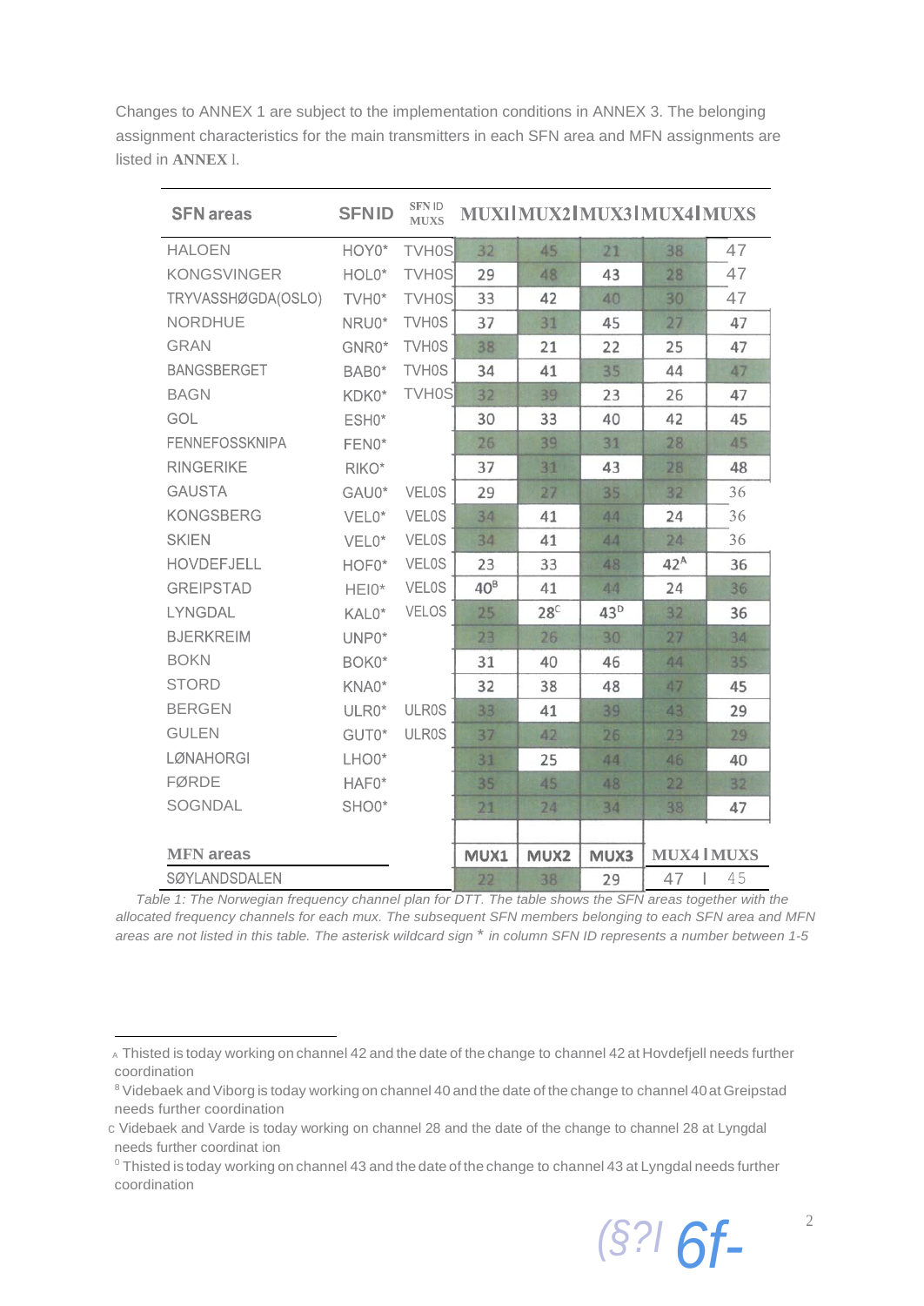Changes to ANNEX 1 are subject to the implementation conditions in ANNEX 3. The belonging assignment characteristics for the main transmitters in each SFN area and MFN assignments are listed in **ANNEX** l.

| SFN areas | SFNID | SFN ID MUXS | MUXl | MUX2 | MUX3 | MUX4 | MUXS |
|---|---|---|---|---|---|---|---|
| HALOEN | HOY0* | TVH0S | 32 | 45 | 21 | 38 | 47 |
| KONGSVINGER | HOL0* | TVH0S | 29 | 48 | 43 | 28 | 47 |
| TRYVASSHØGDA(OSLO) | TVH0* | TVH0S | 33 | 42 | 40 | 30 | 47 |
| NORDHUE | NRU0* | TVH0S | 37 | 31 | 45 | 27 | 47 |
| GRAN | GNR0* | TVH0S | 38 | 21 | 22 | 25 | 47 |
| BANGSBERGET | BAB0* | TVH0S | 34 | 41 | 35 | 44 | 47 |
| BAGN | KDK0* | TVH0S | 32 | 39 | 23 | 26 | 47 |
| GOL | ESH0* | | 30 | 33 | 40 | 42 | 45 |
| FENNEFOSSKNIPA | FEN0* | | 26 | 39 | 31 | 28 | 45 |
| RINGERIKE | RIKO* | | 37 | 31 | 43 | 28 | 48 |
| GAUSTA | GAU0* | VEL0S | 29 | 27 | 35 | 32 | 36 |
| KONGSBERG | VEL0* | VEL0S | 34 | 41 | 44 | 24 | 36 |
| SKIEN | VEL0* | VEL0S | 34 | 41 | 44 | 24 | 36 |
| HOVDEFJELL | HOF0* | VEL0S | 23 | 33 | 48 | 42[A] | 36 |
| GREIPSTAD | HEI0* | VEL0S | 40[B] | 41 | 44 | 24 | 36 |
| LYNGDAL | KAL0* | VEL0S | 25 | 28[C] | 43[D] | 32 | 36 |
| BJERKREIM | UNP0* | | 23 | 26 | 30 | 27 | 34 |
| BOKN | BOK0* | | 31 | 40 | 46 | 44 | 35 |
| STORD | KNA0* | | 32 | 38 | 48 | 47 | 45 |
| BERGEN | ULR0* | ULR0S | 33 | 41 | 39 | 43 | 29 |
| GULEN | GUT0* | ULR0S | 37 | 42 | 26 | 23 | 29 |
| LØNAHORGI | LHO0* | | 31 | 25 | 44 | 46 | 40 |
| FØRDE | HAF0* | | 35 | 45 | 48 | 22 | 32 |
| SOGNDAL | SHO0* | | 21 | 24 | 34 | 38 | 47 |
| | | | | | | | |
| **MFN areas** | | | **MUX1** | **MUX2** | **MUX3** | **MUX4** | **MUXS** |
| SØYLANDSDALEN | | | 22 | 38 | 29 | 47 | 45 |

*Table 1: The Norwegian frequency channel plan for DTT. The table shows the SFN areas together with the allocated frequency channels for each mux. The subsequent SFN members belonging to each SFN area and MFN areas are not listed in this table. The asterisk wildcard sign * in column SFN ID represents a number between 1-5*

---

[A] Thisted is today working on channel 42 and the date of the change to channel 42 at Hovdefjell needs further coordination

[B] Videbaek and Viborg is today working on channel 40 and the date of the change to channel 40 at Greipstad needs further coordination

[C] Videbaek and Varde is today working on channel 28 and the date of the change to channel 28 at Lyngdal needs further coordinat ion

[D] Thisted is today working on channel 43 and the date of the change to channel 43 at Lyngdal needs further coordination

(§?l 6f-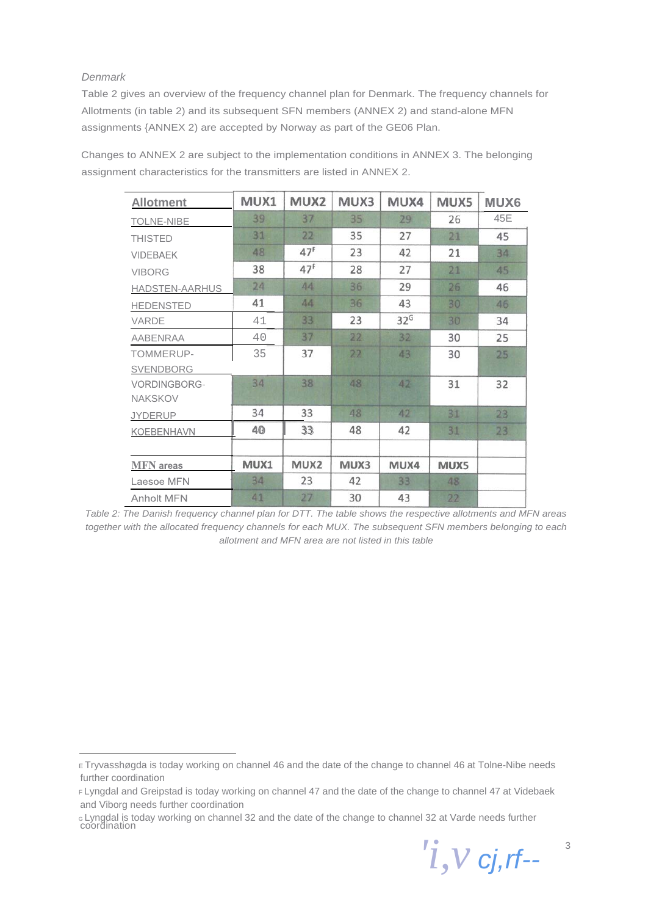*Denmark*

Table 2 gives an overview of the frequency channel plan for Denmark. The frequency channels for Allotments (in table 2) and its subsequent SFN members (ANNEX 2) and stand-alone MFN assignments {ANNEX 2) are accepted by Norway as part of the GE06 Plan.

Changes to ANNEX 2 are subject to the implementation conditions in ANNEX 3. The belonging assignment characteristics for the transmitters are listed in ANNEX 2.

| Allotment | MUX1 | MUX2 | MUX3 | MUX4 | MUX5 | MUX6 |
|---|---|---|---|---|---|---|
| TOLNE-NIBE | 39 | 37 | 35 | 29 | 26 | 45E |
| THISTED | 31 | 22 | 35 | 27 | 21 | 45 |
| VIDEBAEK | 48 | 47F | 23 | 42 | 21 | 34 |
| VIBORG | 38 | 47F | 28 | 27 | 21 | 45 |
| HADSTEN-AARHUS | 24 | 44 | 36 | 29 | 26 | 46 |
| HEDENSTED | 41 | 44 | 36 | 43 | 30 | 46 |
| VARDE | 41 | 33 | 23 | 32G | 30 | 34 |
| AABENRAA | 40 | 37 | 22 | 32 | 30 | 25 |
| TOMMERUP-SVENDBORG | 35 | 37 | 22 | 43 | 30 | 25 |
| VORDINGBORG-NAKSKOV | 34 | 38 | 48 | 42 | 31 | 32 |
| JYDERUP | 34 | 33 | 48 | 42 | 31 | 23 |
| KOEBENHAVN | 40 | 33 | 48 | 42 | 31 | 23 |
| | | | | | | |
| **MFN areas** | **MUX1** | **MUX2** | **MUX3** | **MUX4** | **MUX5** | |
| Laesoe MFN | 34 | 23 | 42 | 33 | 48 | |
| Anholt MFN | 41 | 27 | 30 | 43 | 22 | |

*Table 2: The Danish frequency channel plan for DTT. The table shows the respective allotments and MFN areas together with the allocated frequency channels for each MUX. The subsequent SFN members belonging to each allotment and MFN area are not listed in this table*

---

E Tryvasshøgda is today working on channel 46 and the date of the change to channel 46 at Tolne-Nibe needs further coordination

F Lyngdal and Greipstad is today working on channel 47 and the date of the change to channel 47 at Videbaek and Viborg needs further coordination

G Lyngdal is today working on channel 32 and the date of the change to channel 32 at Varde needs further coordination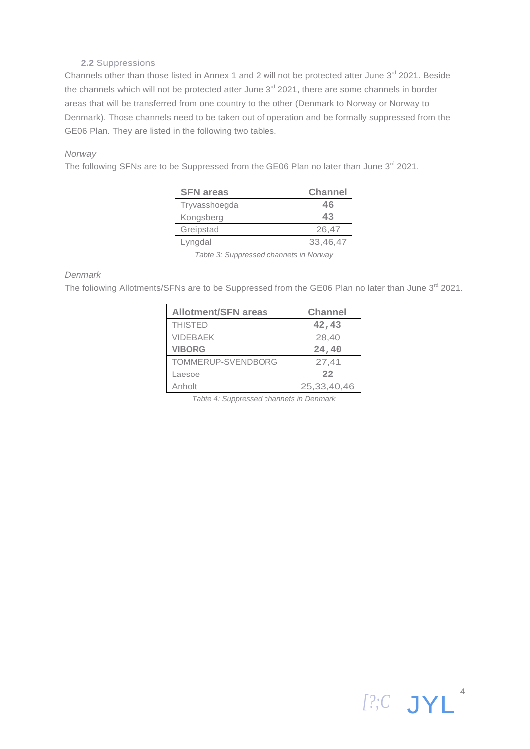### 2.2 Suppressions

Channels other than those listed in Annex 1 and 2 will not be protected atter June 3rd 2021. Beside the channels which will not be protected atter June 3rd 2021, there are some channels in border areas that will be transferred from one country to the other (Denmark to Norway or Norway to Denmark). Those channels need to be taken out of operation and be formally suppressed from the GE06 Plan. They are listed in the following two tables.

*Norway*

The following SFNs are to be Suppressed from the GE06 Plan no later than June 3rd 2021.

| SFN areas | Channel |
|---|---|
| Tryvasshoegda | 46 |
| Kongsberg | 43 |
| Greipstad | 26,47 |
| Lyngdal | 33,46,47 |

*Tabte 3: Suppressed channets in Norway*

*Denmark*

The foliowing Allotments/SFNs are to be Suppressed from the GE06 Plan no later than June 3rd 2021.

| Allotment/SFN areas | Channel |
|---|---|
| THISTED | 42,43 |
| VIDEBAEK | 28,40 |
| **VIBORG** | 24,40 |
| TOMMERUP-SVENDBORG | 27,41 |
| Laesoe | 22 |
| Anholt | 25,33,40,46 |

*Tabte 4: Suppressed channets in Denmark*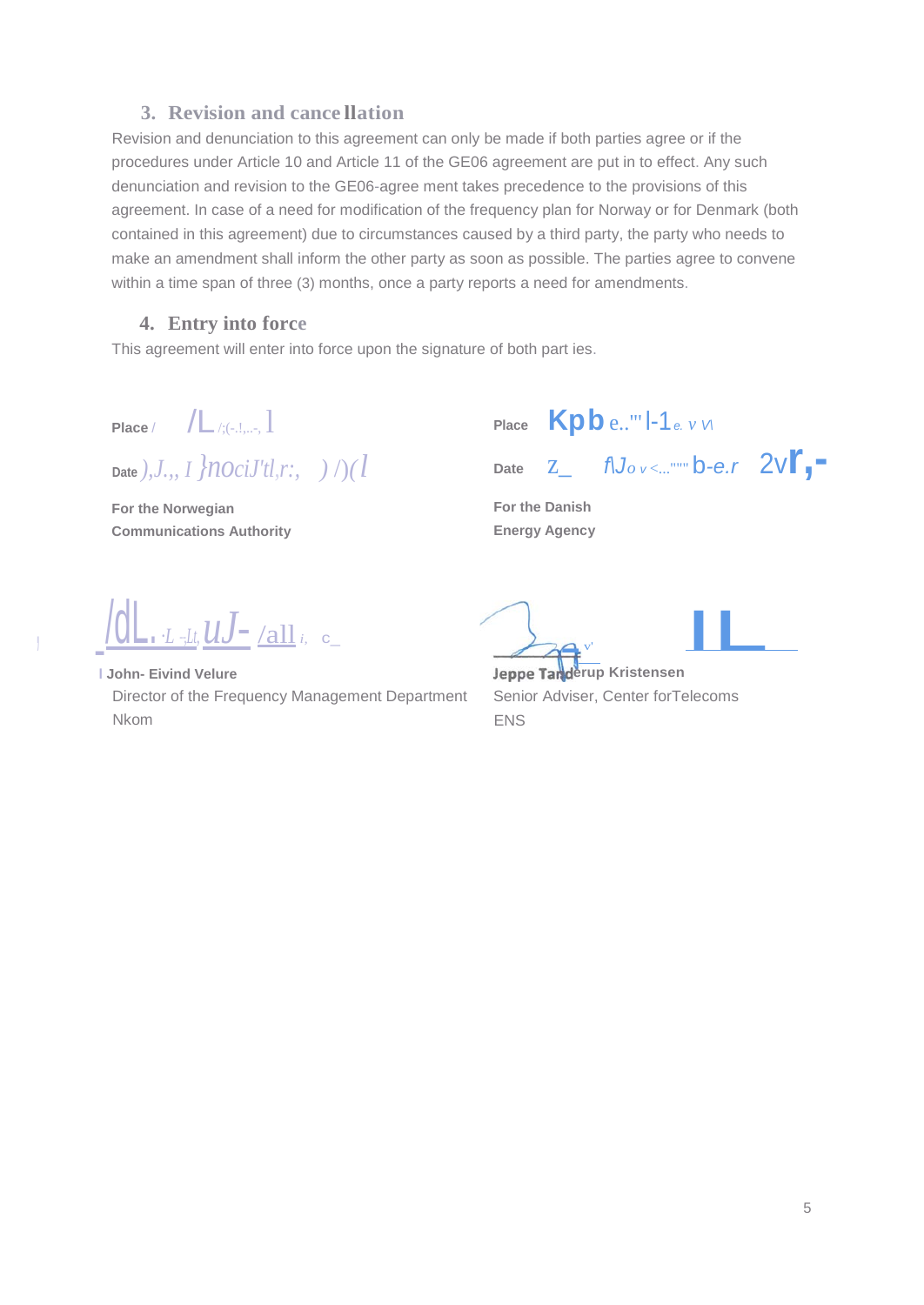## 3. Revision and cancellation

Revision and denunciation to this agreement can only be made if both parties agree or if the procedures under Article 10 and Article 11 of the GE06 agreement are put in to effect. Any such denunciation and revision to the GE06-agree ment takes precedence to the provisions of this agreement. In case of a need for modification of the frequency plan for Norway or for Denmark (both contained in this agreement) due to circumstances caused by a third party, the party who needs to make an amendment shall inform the other party as soon as possible. The parties agree to convene within a time span of three (3) months, once a party reports a need for amendments.

## 4. Entry into force

This agreement will enter into force upon the signature of both part ies.

**Place**

**Date**

**For the Norwegian Communications Authority**

**John- Eivind Velure**
Director of the Frequency Management Department
Nkom

**Place**

**Date**

**For the Danish Energy Agency**

**Jeppe Tanderup Kristensen**
Senior Adviser, Center forTelecoms
ENS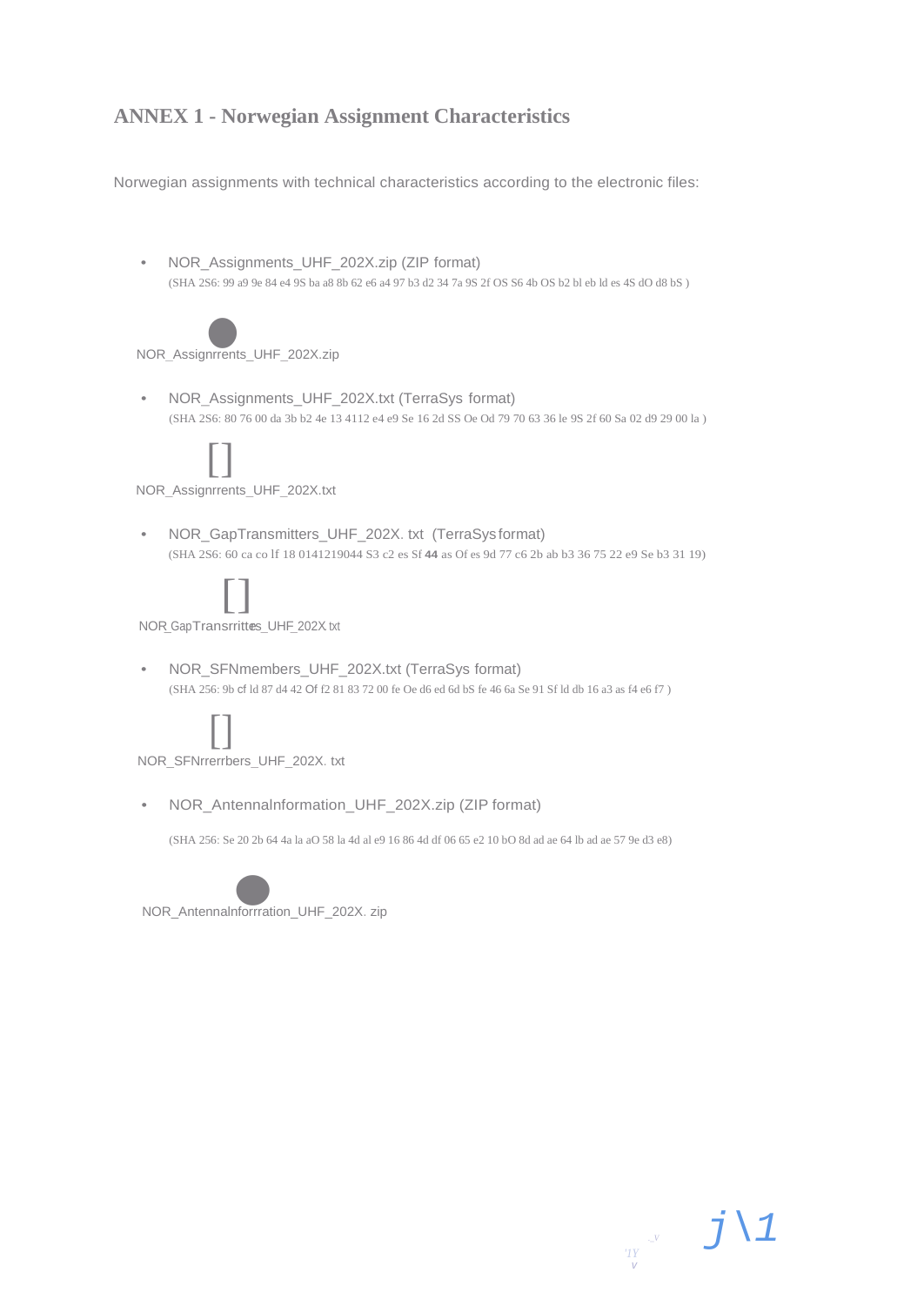# ANNEX 1 - Norwegian Assignment Characteristics

Norwegian assignments with technical characteristics according to the electronic files:

- NOR_Assignments_UHF_202X.zip (ZIP format)
  (SHA 2S6: 99 a9 9e 84 e4 9S ba a8 8b 62 e6 a4 97 b3 d2 34 7a 9S 2f OS S6 4b OS b2 bl eb ld es 4S dO d8 bS )

NOR_Assignrrents_UHF_202X.zip

- NOR_Assignments_UHF_202X.txt (TerraSys format)
  (SHA 2S6: 80 76 00 da 3b b2 4e 13 4112 e4 e9 Se 16 2d SS Oe Od 79 70 63 36 le 9S 2f 60 Sa 02 d9 29 00 la )

NOR_Assignrrents_UHF_202X.txt

- NOR_GapTransmitters_UHF_202X. txt (TerraSys format)
  (SHA 2S6: 60 ca co lf 18 0141219044 S3 c2 es Sf **44** as Of es 9d 77 c6 2b ab b3 36 75 22 e9 Se b3 31 19)

NOR_GapTransrritters_UHF_202X txt

- NOR_SFNmembers_UHF_202X.txt (TerraSys format)
  (SHA 256: 9b cf ld 87 d4 42 Of f2 81 83 72 00 fe Oe d6 ed 6d bS fe 46 6a Se 91 Sf ld db 16 a3 as f4 e6 f7 )

NOR_SFNrrerrbers_UHF_202X. txt

- NOR_Antennalnformation_UHF_202X.zip (ZIP format)

  (SHA 256: Se 20 2b 64 4a la aO 58 la 4d al e9 16 86 4d df 06 65 e2 10 bO 8d ad ae 64 lb ad ae 57 9e d3 e8)

NOR_Antennalnforrration_UHF_202X. zip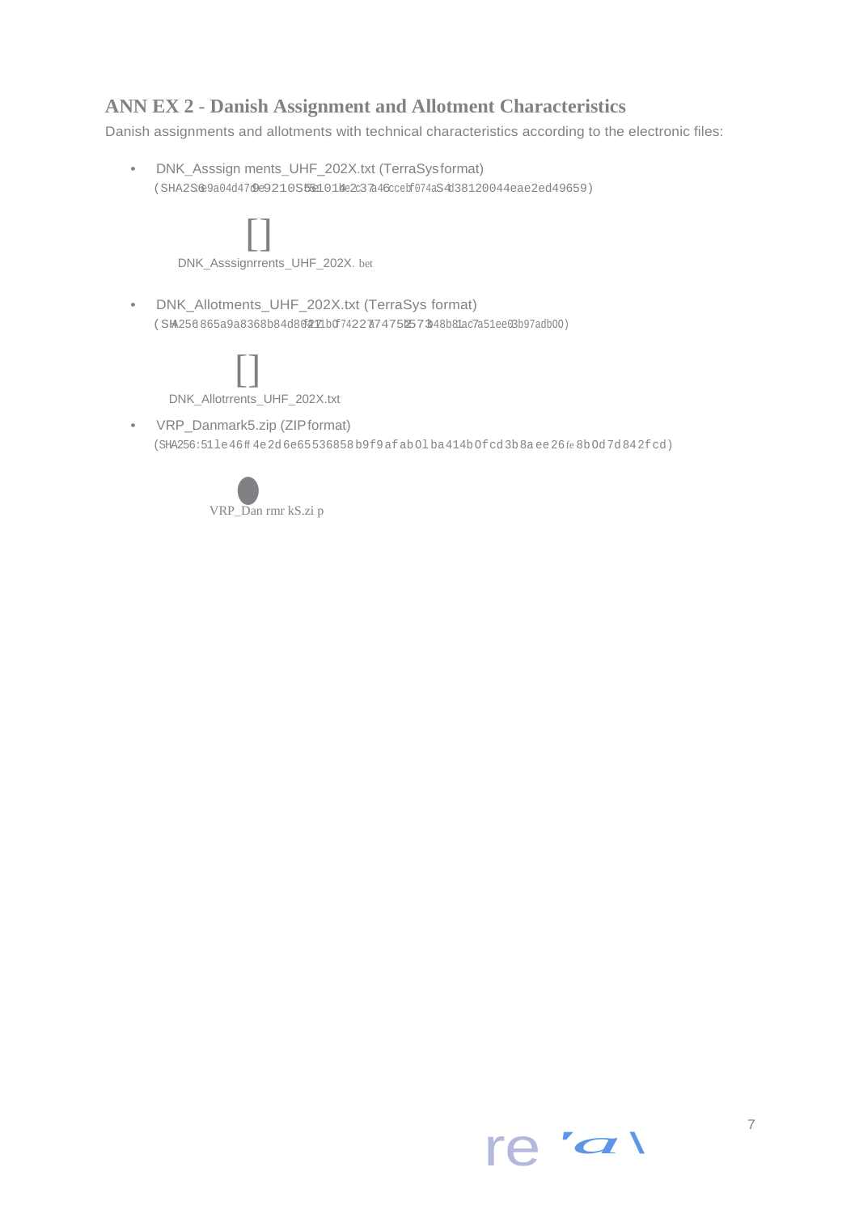## ANNEX 2 - Danish Assignment and Allotment Characteristics

Danish assignments and allotments with technical characteristics according to the electronic files:

- DNK_Asssignments_UHF_202X.txt (TerraSys format)
  (SHA256 e9a04d479e9210S5e101de2c37a46ccebf074aS4d38120044eae2ed49659)

  []
  DNK_Asssignrrents_UHF_202X.bet

- DNK_Allotments_UHF_202X.txt (TerraSys format)
  (SHA256 865a9a8368b84d8f21b0f74227474582573b48b81ac7a51ee03b97adb00)

  []
  DNK_Allotrrents_UHF_202X.txt

- VRP_Danmark5.zip (ZIP format)
  (SHA256:51le46ff4e2d6e65536858b9f9afab0lba414b0fcd3b8aee26fe8b0d7d842fcd)

  VRP_Danrmrk5.zip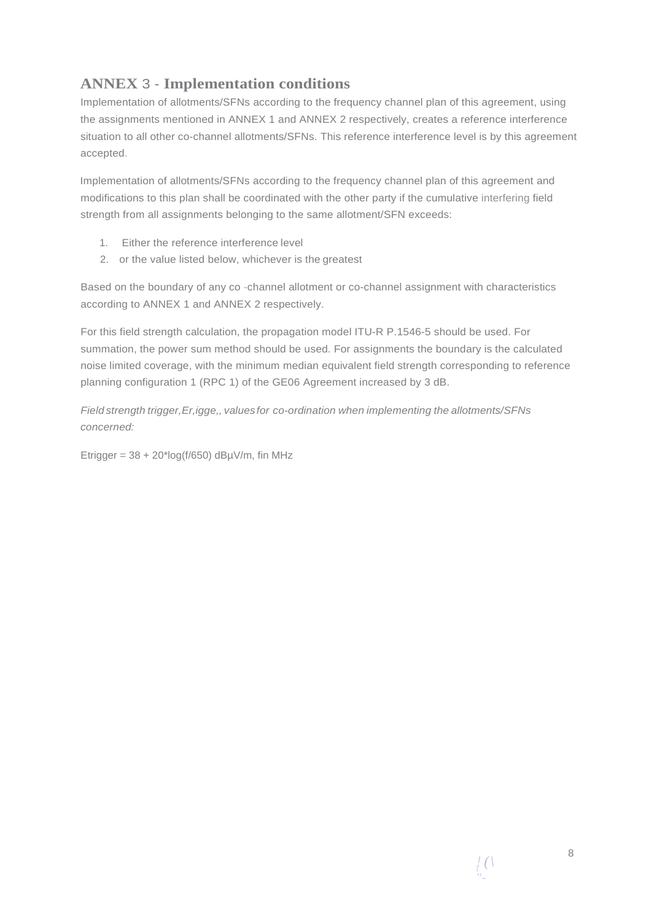## ANNEX 3 - Implementation conditions

Implementation of allotments/SFNs according to the frequency channel plan of this agreement, using the assignments mentioned in ANNEX 1 and ANNEX 2 respectively, creates a reference interference situation to all other co-channel allotments/SFNs. This reference interference level is by this agreement accepted.

Implementation of allotments/SFNs according to the frequency channel plan of this agreement and modifications to this plan shall be coordinated with the other party if the cumulative interfering field strength from all assignments belonging to the same allotment/SFN exceeds:

1. Either the reference interference level
2. or the value listed below, whichever is the greatest

Based on the boundary of any co -channel allotment or co-channel assignment with characteristics according to ANNEX 1 and ANNEX 2 respectively.

For this field strength calculation, the propagation model ITU-R P.1546-5 should be used. For summation, the power sum method should be used. For assignments the boundary is the calculated noise limited coverage, with the minimum median equivalent field strength corresponding to reference planning configuration 1 (RPC 1) of the GE06 Agreement increased by 3 dB.

*Field strength trigger,Er,igge,, values for co-ordination when implementing the allotments/SFNs concerned:*

$E_{trigger} = 38 + 20*\log(f/650)$ dBµV/m, fin MHz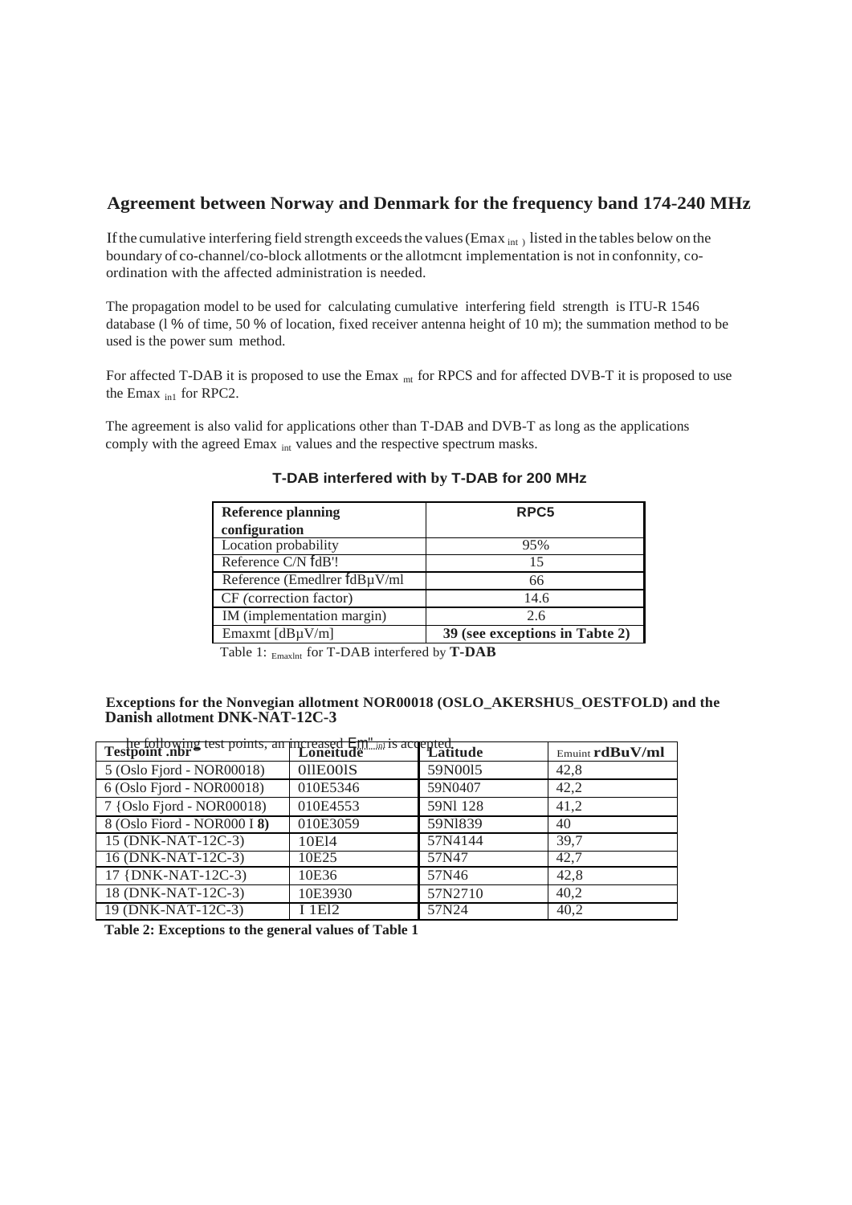## Agreement between Norway and Denmark for the frequency band 174-240 MHz

If the cumulative interfering field strength exceeds the values ($E_{max\ int}$) listed in the tables below on the boundary of co-channel/co-block allotments or the allotmcnt implementation is not in confonnity, co-ordination with the affected administration is needed.

The propagation model to be used for calculating cumulative interfering field strength is ITU-R 1546 database (l % of time, 50 % of location, fixed receiver antenna height of 10 m); the summation method to be used is the power sum method.

For affected T-DAB it is proposed to use the $E_{max\ mt}$ for RPCS and for affected DVB-T it is proposed to use the $E_{max\ in1}$ for RPC2.

The agreement is also valid for applications other than T-DAB and DVB-T as long as the applications comply with the agreed $E_{max\ int}$ values and the respective spectrum masks.

**T-DAB interfered with by T-DAB for 200 MHz**

| Reference planning configuration | RPC5 |
|---|---|
| Location probability | 95% |
| Reference C/N ſdB'! | 15 |
| Reference (Emedlrer ſdBµV/ml | 66 |
| CF (correction factor) | 14.6 |
| IM (implementation margin) | 2.6 |
| Emaxmt [dBµV/m] | **39 (see exceptions in Tabte 2)** |

Table 1: $E_{maxlnt}$ for T-DAB interfered by **T-DAB**

**Exceptions for the Nonvegian allotment NOR00018 (OSLO_AKERSHUS_OESTFOLD) and the Danish allotment DNK-NAT-12C-3**

he following test points, an increased Em"int is accepted.

| Testpoint .nbr | Loneitude | Latitude | Emuint rdBuV/ml |
|---|---|---|---|
| 5 (Oslo Fjord - NOR00018) | 0llE00lS | 59N00l5 | 42,8 |
| 6 (Oslo Fjord - NOR00018) | 010E5346 | 59N0407 | 42,2 |
| 7 {Oslo Fjord - NOR00018) | 010E4553 | 59Nl 128 | 41,2 |
| 8 (Oslo Fiord - NOR000 I **8)** | 010E3059 | 59Nl839 | 40 |
| 15 (DNK-NAT-12C-3) | 10El4 | 57N4144 | 39,7 |
| 16 (DNK-NAT-12C-3) | 10E25 | 57N47 | 42,7 |
| 17 {DNK-NAT-12C-3) | 10E36 | 57N46 | 42,8 |
| 18 (DNK-NAT-12C-3) | 10E3930 | 57N2710 | 40,2 |
| 19 (DNK-NAT-12C-3) | I 1El2 | 57N24 | 40,2 |

**Table 2: Exceptions to the general values of Table 1**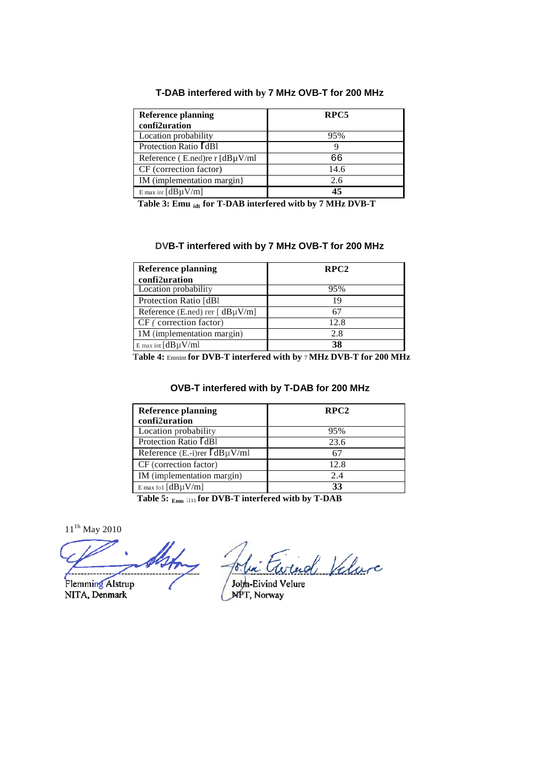### T-DAB interfered with by 7 MHz OVB-T for 200 MHz

| Reference planning confi2uration | RPC5 |
|---|---|
| Location probability | 95% |
| Protection Ratio [dBl | 9 |
| Reference ( E.ned)re r [dBµV/ml | 66 |
| CF (correction factor) | 14.6 |
| IM (implementation margin} | 2.6 |
| $E_{max\ int}$ [dBµV/m] | **45** |

**Table 3: Emu $_{idt}$ for T-DAB interfered witb by 7 MHz DVB-T**

### DVB-T interfered with by 7 MHz OVB-T for 200 MHz

| Reference planning confi2uration | RPC2 |
|---|---|
| Location probability | 95% |
| Protection Ratio [dBl | 19 |
| Reference (E.ned) rer [ dBµV/m] | 67 |
| CF ( correction factor) | 12.8 |
| 1M (implementation margin) | 2.8 |
| $E_{max\ int}$ [dBµV/ml | **38** |

**Table 4:** Emnint **for DVB-T interfered with by** 7 **MHz DVB-T for 200 MHz**

### OVB-T interfered with by T-DAB for 200 MHz

| Reference planning confi2uration | RPC2 |
|---|---|
| Location probability | 95% |
| Protection Ratio [dBl | 23.6 |
| Reference (E.-i)rer [dBµV/ml | 67 |
| CF (correction factor) | 12.8 |
| IM (implementation margin) | 2.4 |
| $E_{max\ fo1}$ [dBµV/m] | **33** |

**Table 5: $_{Emu}$ ;111 for DVB-T interfered witb by T-DAB**

11[th] May 2010

Flemming Alstrup
NITA, Denmark

John-Eivind Velure
NPT, Norway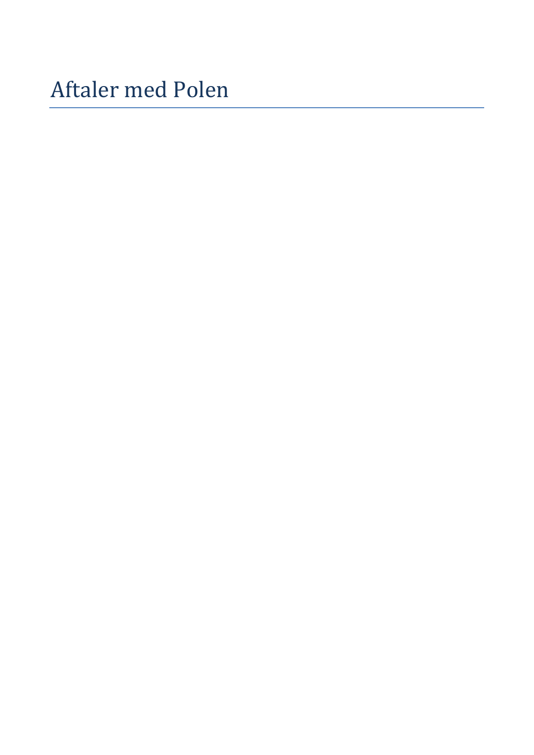# Aftaler med Polen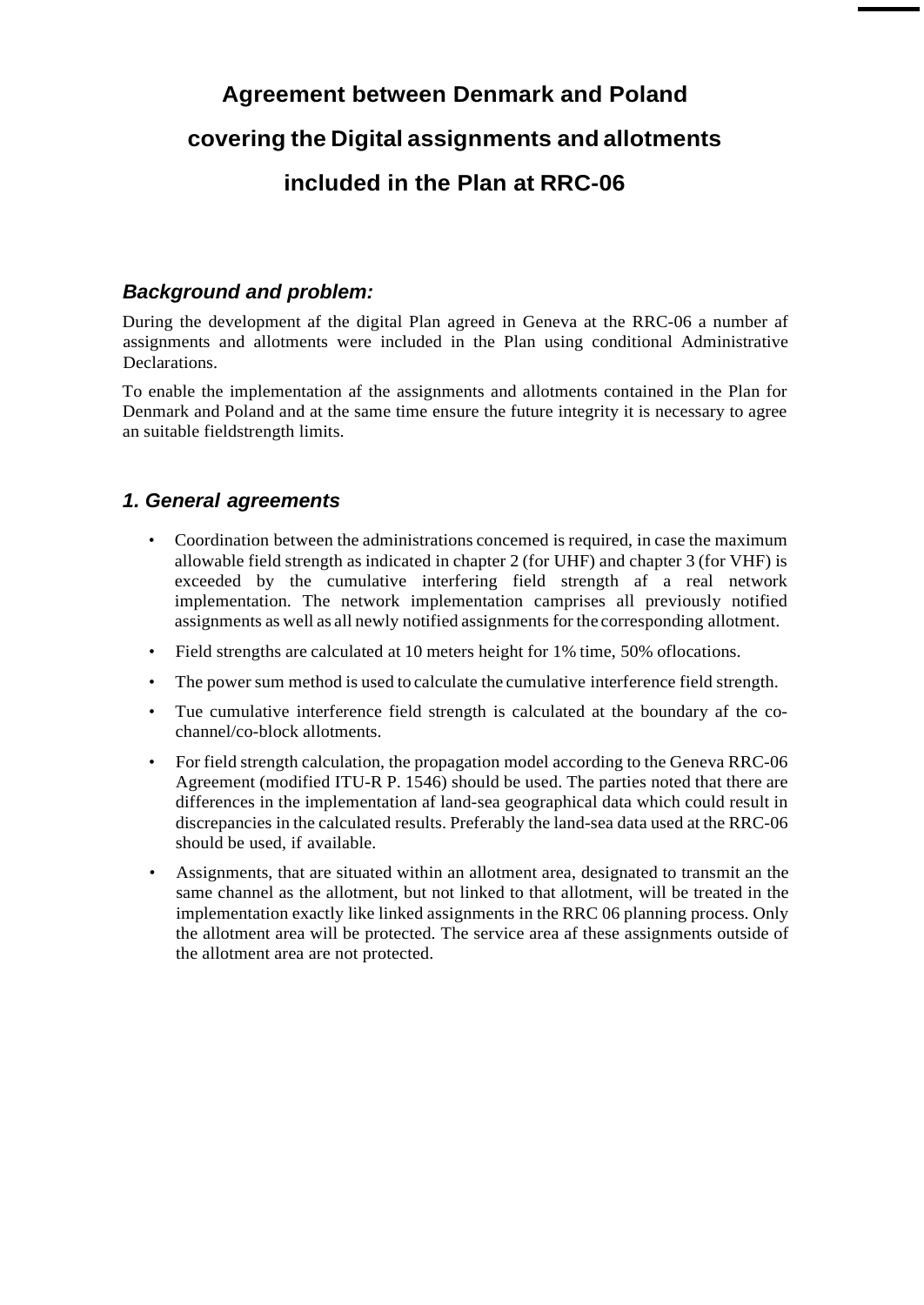# Agreement between Denmark and Poland covering the Digital assignments and allotments included in the Plan at RRC-06

### *Background and problem:*

During the development af the digital Plan agreed in Geneva at the RRC-06 a number af assignments and allotments were included in the Plan using conditional Administrative Declarations.

To enable the implementation af the assignments and allotments contained in the Plan for Denmark and Poland and at the same time ensure the future integrity it is necessary to agree an suitable fieldstrength limits.

### *1. General agreements*

- Coordination between the administrations concemed is required, in case the maximum allowable field strength as indicated in chapter 2 (for UHF) and chapter 3 (for VHF) is exceeded by the cumulative interfering field strength af a real network implementation. The network implementation camprises all previously notified assignments as well as all newly notified assignments for the corresponding allotment.
- Field strengths are calculated at 10 meters height for 1% time, 50% oflocations.
- The power sum method is used to calculate the cumulative interference field strength.
- Tue cumulative interference field strength is calculated at the boundary af the co-channel/co-block allotments.
- For field strength calculation, the propagation model according to the Geneva RRC-06 Agreement (modified ITU-R P. 1546) should be used. The parties noted that there are differences in the implementation af land-sea geographical data which could result in discrepancies in the calculated results. Preferably the land-sea data used at the RRC-06 should be used, if available.
- Assignments, that are situated within an allotment area, designated to transmit an the same channel as the allotment, but not linked to that allotment, will be treated in the implementation exactly like linked assignments in the RRC 06 planning process. Only the allotment area will be protected. The service area af these assignments outside of the allotment area are not protected.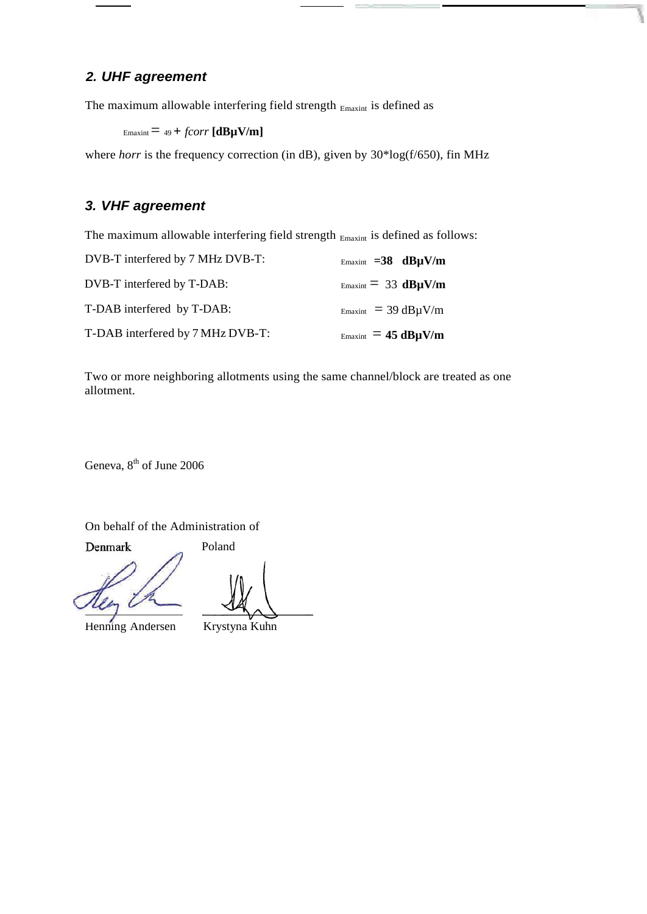### *2. UHF agreement*

The maximum allowable interfering field strength $E_{maxint}$ is defined as

$E_{maxint} = 49 + fcorr$ **[dBµV/m]**

where *horr* is the frequency correction (in dB), given by 30*log(f/650), fin MHz

### *3. VHF agreement*

The maximum allowable interfering field strength $E_{maxint}$ is defined as follows:

| | |
|---|---|
| DVB-T interfered by 7 MHz DVB-T: | $E_{maxint}$ **=38 dBµV/m** |
| DVB-T interfered by T-DAB: | $E_{maxint}$ = 33 **dBµV/m** |
| T-DAB interfered by T-DAB: | $E_{maxint}$ = 39 dBµV/m |
| T-DAB interfered by 7 MHz DVB-T: | $E_{maxint}$ = **45 dBµV/m** |

Two or more neighboring allotments using the same channel/block are treated as one allotment.

Geneva, 8th of June 2006

On behalf of the Administration of

| Denmark | Poland |
|---|---|
| Henning Andersen | Krystyna Kuhn |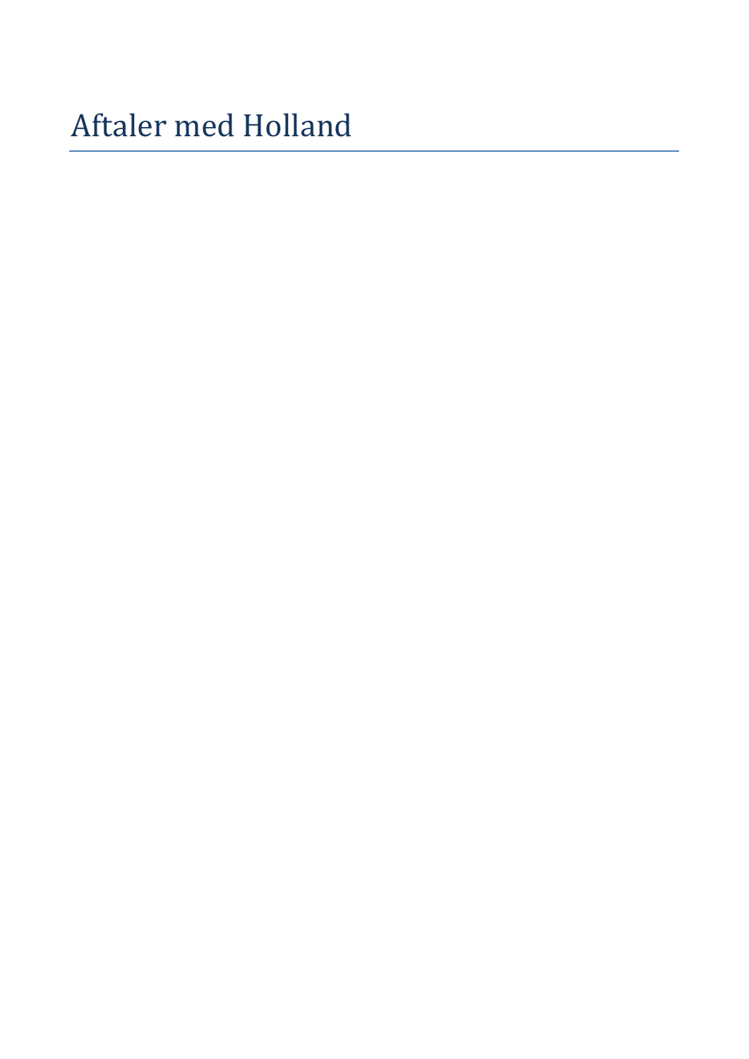# Aftaler med Holland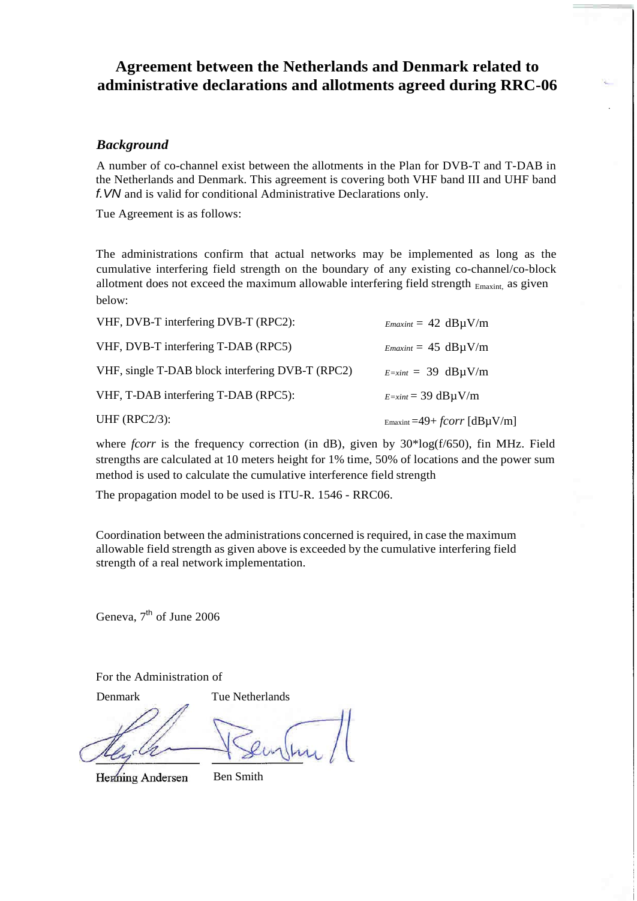# Agreement between the Netherlands and Denmark related to administrative declarations and allotments agreed during RRC-06

### *Background*

A number of co-channel exist between the allotments in the Plan for DVB-T and T-DAB in the Netherlands and Denmark. This agreement is covering both VHF band III and UHF band *f.VN* and is valid for conditional Administrative Declarations only.

Tue Agreement is as follows:

The administrations confirm that actual networks may be implemented as long as the cumulative interfering field strength on the boundary of any existing co-channel/co-block allotment does not exceed the maximum allowable interfering field strength $_{Emaxint,}$ as given below:

| | |
|---|---|
| VHF, DVB-T interfering DVB-T (RPC2): | $E_{maxint}$ = 42 dBµV/m |
| VHF, DVB-T interfering T-DAB (RPC5) | $E_{maxint}$ = 45 dBµV/m |
| VHF, single T-DAB block interfering DVB-T (RPC2) | $E_{=xint}$ = 39 dBµV/m |
| VHF, T-DAB interfering T-DAB (RPC5): | $E_{=xint}$ = 39 dBµV/m |
| UHF (RPC2/3): | $_{Emaxint}$ =49+ *fcorr* [dBµV/m] |

where *fcorr* is the frequency correction (in dB), given by 30*log(f/650), fin MHz. Field strengths are calculated at 10 meters height for 1% time, 50% of locations and the power sum method is used to calculate the cumulative interference field strength

The propagation model to be used is ITU-R. 1546 - RRC06.

Coordination between the administrations concerned is required, in case the maximum allowable field strength as given above is exceeded by the cumulative interfering field strength of a real network implementation.

Geneva, 7th of June 2006

For the Administration of

| | |
|---|---|
| Denmark | Tue Netherlands |
| Henning Andersen | Ben Smith |